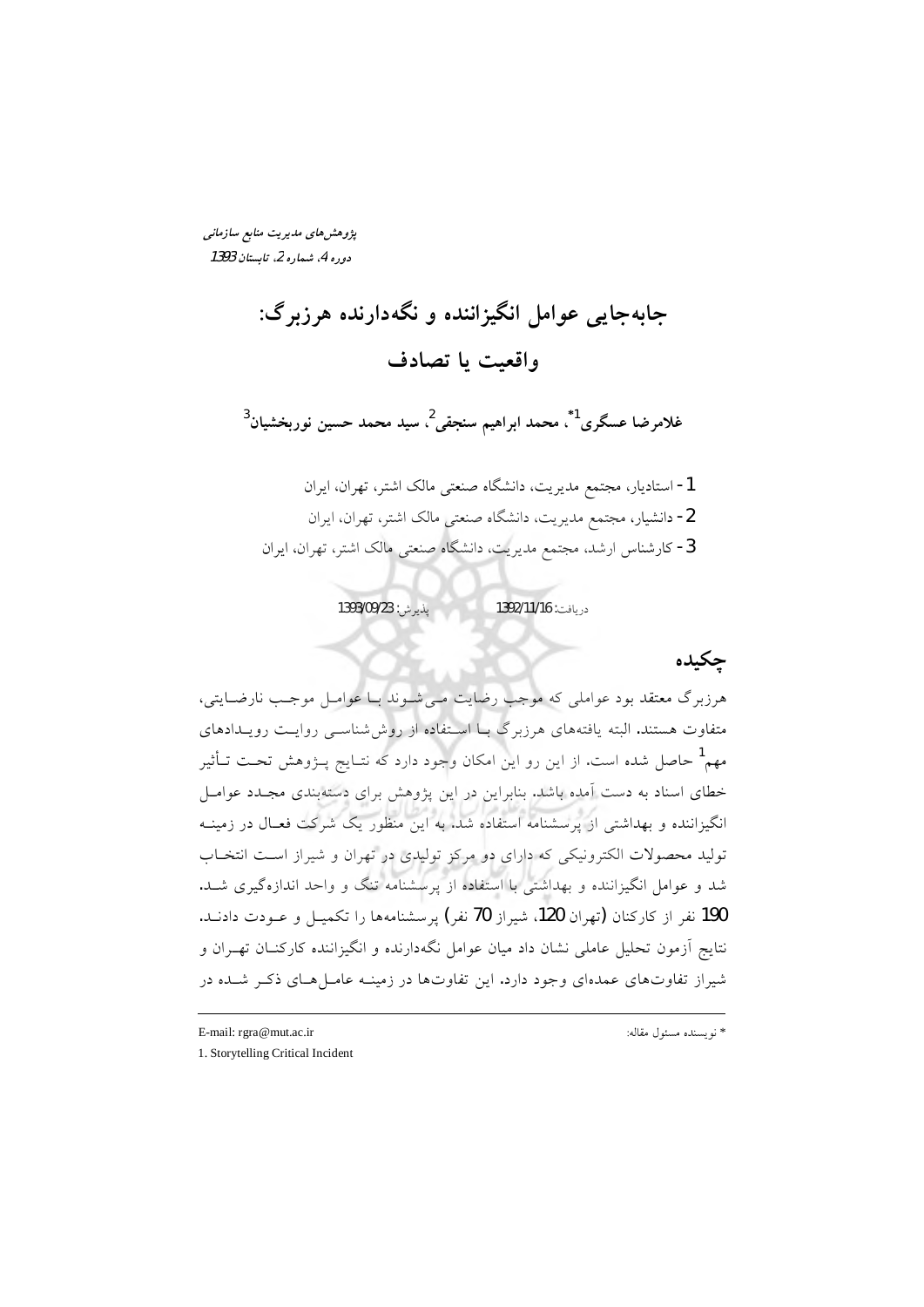*پژوهش‌های مدیریت منابع سازمانی*
*دوره 4، شماره 2، تابستان 1393*

# جابه‌جایی عوامل انگیزاننده و نگه‌دارنده هرزبرگ: واقعیت یا تصادف

**غلامرضا عسگری[1*]، محمد ابراهیم سنجقی[2]، سید محمد حسین نوربخشیان[3]**

1- استادیار، مجتمع مدیریت، دانشگاه صنعتی مالک اشتر، تهران، ایران
2- دانشیار، مجتمع مدیریت، دانشگاه صنعتی مالک اشتر، تهران، ایران
3- کارشناس ارشد، مجتمع مدیریت، دانشگاه صنعتی مالک اشتر، تهران، ایران

دریافت: 1392/11/16 پذیرش: 1393/09/23

## چکیده

هرزبرگ معتقد بود عواملی که موجب رضایت می‌شوند با عوامل موجب نارضایتی، متفاوت هستند. البته یافته‌های هرزبرگ با استفاده از روش‌شناسی روایت رویدادهای مهم[1] حاصل شده است. از این رو این امکان وجود دارد که نتایج پژوهش تحت تأثیر خطای اسناد به دست آمده باشد. بنابراین در این پژوهش برای دسته‌بندی مجدد عوامل انگیزاننده و بهداشتی از پرسشنامه استفاده شد. به این منظور یک شرکت فعال در زمینه تولید محصولات الکترونیکی که دارای دو مرکز تولیدی در تهران و شیراز است انتخاب شد و عوامل انگیزاننده و بهداشتی با استفاده از پرسشنامه تنگ و واحد اندازه‌گیری شد. 190 نفر از کارکنان (تهران 120، شیراز 70 نفر) پرسشنامه‌ها را تکمیل و عودت دادند. نتایج آزمون تحلیل عاملی نشان داد میان عوامل نگه‌دارنده و انگیزاننده کارکنان تهران و شیراز تفاوت‌های عمده‌ای وجود دارد. این تفاوت‌ها در زمینه عامل‌های ذکر شده در

---

\* نویسنده مسئول مقاله: E-mail: rgra@mut.ac.ir

1. Storytelling Critical Incident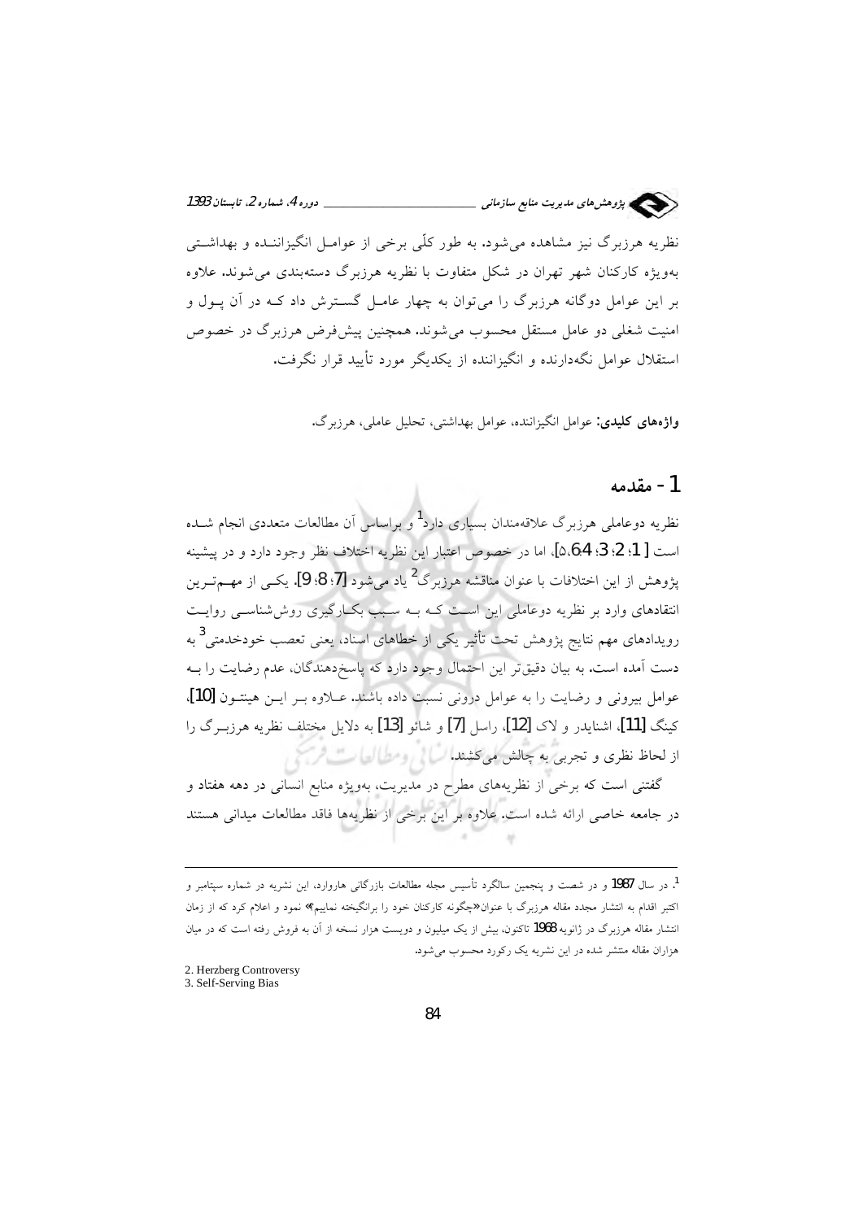نظریه هرزبرگ نیز مشاهده می‌شود. به طور کلّی برخی از عوامل انگیزاننده و بهداشتی به‌ویژه کارکنان شهر تهران در شکل متفاوت با نظریه هرزبرگ دسته‌بندی می‌شوند. علاوه بر این عوامل دوگانه هرزبرگ را می‌توان به چهار عامل گسترش داد که در آن پول و امنیت شغلی دو عامل مستقل محسوب می‌شوند. همچنین پیش‌فرض هرزبرگ در خصوص استقلال عوامل نگه‌دارنده و انگیزاننده از یکدیگر مورد تأیید قرار نگرفت.

**واژه‌های کلیدی:** عوامل انگیزاننده، عوامل بهداشتی، تحلیل عاملی، هرزبرگ.

## 1- مقدمه

نظریه دوعاملی هرزبرگ علاقه‌مندان بسیاری دارد[1] و براساس آن مطالعات متعددی انجام شده است [1؛ 2؛ 3؛ 4؛ 6،5]، اما در خصوص اعتبار این نظریه اختلاف نظر وجود دارد و در پیشینه پژوهش از این اختلافات با عنوان مناقشه هرزبرگ[2] یاد می‌شود [7؛ 8؛ 9]. یکی از مهم‌ترین انتقادهای وارد بر نظریه دوعاملی این است که به سبب بکارگیری روش‌شناسی روایت رویدادهای مهم نتایج پژوهش تحت تأثیر یکی از خطاهای اسناد، یعنی تعصب خودخدمتی[3] به دست آمده است. به بیان دقیق‌تر این احتمال وجود دارد که پاسخ‌دهندگان، عدم رضایت را به عوامل بیرونی و رضایت را به عوامل درونی نسبت داده باشند. علاوه بر این هینتون [10]، کینگ [11]، اشنایدر و لاک [12]، راسل [7] و شائو [13] به دلایل مختلف نظریه هرزبرگ را از لحاظ نظری و تجربی به چالش می‌کشند.

گفتنی است که برخی از نظریه‌های مطرح در مدیریت، به‌ویژه منابع انسانی در دهه هفتاد و در جامعه خاصی ارائه شده است. علاوه بر این برخی از نظریه‌ها فاقد مطالعات میدانی هستند

---

1. در سال 1987 و در شصت و پنجمین سالگرد تأسیس مجله مطالعات بازرگانی هاروارد، این نشریه در شماره سپتامبر و اکتبر اقدام به انتشار مجدد مقاله هرزبرگ با عنوان «چگونه کارکنان خود را برانگیخته نماییم» نمود و اعلام کرد که از زمان انتشار مقاله هرزبرگ در ژانویه 1968 تاکنون، بیش از یک میلیون و دویست هزار نسخه از آن به فروش رفته است که در میان هزاران مقاله منتشر شده در این نشریه یک رکورد محسوب می‌شود.

2. Herzberg Controversy

3. Self-Serving Bias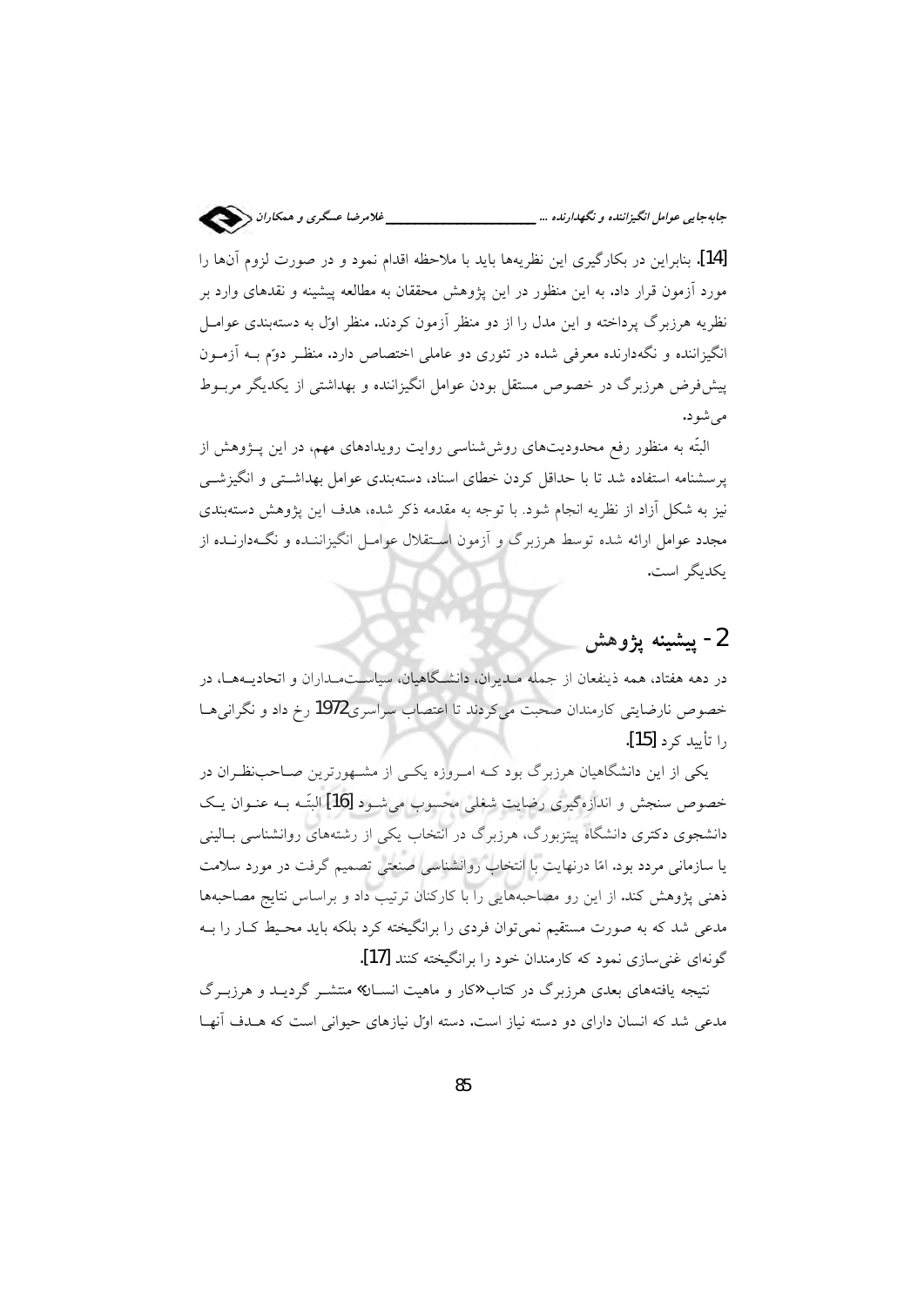[14]. بنابراین در بکارگیری این نظریه‌ها باید با ملاحظه اقدام نمود و در صورت لزوم آن‌ها را مورد آزمون قرار داد. به این منظور در این پژوهش محققان به مطالعه پیشینه و نقدهای وارد بر نظریه هرزبرگ پرداخته و این مدل را از دو منظر آزمون کردند. منظر اوّل به دسته‌بندی عوامل انگیزاننده و نگه‌دارنده معرفی شده در تئوری دو عاملی اختصاص دارد. منظر دوّم به آزمون پیش‌فرض هرزبرگ در خصوص مستقل بودن عوامل انگیزاننده و بهداشتی از یکدیگر مربوط می‌شود.

البتّه به منظور رفع محدودیت‌های روش‌شناسی روایت رویدادهای مهم، در این پژوهش از پرسشنامه استفاده شد تا با حداقل کردن خطای اسناد، دسته‌بندی عوامل بهداشتی و انگیزشی نیز به شکل آزاد از نظریه انجام شود. با توجه به مقدمه ذکر شده، هدف این پژوهش دسته‌بندی مجدد عوامل ارائه شده توسط هرزبرگ و آزمون استقلال عوامل انگیزاننده و نگه‌دارنده از یکدیگر است.

## 2- پیشینه پژوهش

در دهه هفتاد، همه ذینفعان از جمله مدیران، دانشگاهیان، سیاستمداران و اتحادیه‌ها، در خصوص نارضایتی کارمندان صحبت می‌کردند تا اعتصاب سراسری 1972 رخ داد و نگرانی‌ها را تأیید کرد [15].

یکی از این دانشگاهیان هرزبرگ بود که امروزه یکی از مشهورترین صاحب‌نظران در خصوص سنجش و اندازه‌گیری رضایت شغلی محسوب می‌شود [16] البتّه به عنوان یک دانشجوی دکتری دانشگاه پیتزبورگ، هرزبرگ در انتخاب یکی از رشته‌های روانشناسی بالینی یا سازمانی مردد بود. امّا درنهایت با انتخاب روانشناسی صنعتی تصمیم گرفت در مورد سلامت ذهنی پژوهش کند. از این رو مصاحبه‌هایی را با کارکنان ترتیب داد و براساس نتایج مصاحبه‌ها مدعی شد که به صورت مستقیم نمی‌توان فردی را برانگیخته کرد بلکه باید محیط کار را به گونه‌ای غنی‌سازی نمود که کارمندان خود را برانگیخته کنند [17].

نتیجه یافته‌های بعدی هرزبرگ در کتاب «کار و ماهیت انسان» منتشر گردید و هرزبرگ مدعی شد که انسان دارای دو دسته نیاز است. دسته اوّل نیازهای حیوانی است که هدف آنها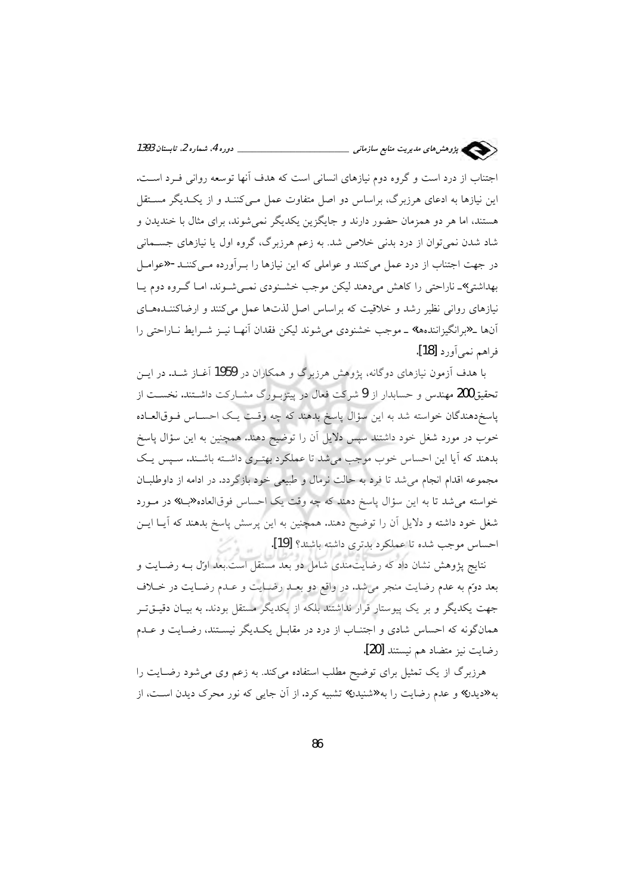اجتناب از درد است و گروه دوم نیازهای انسانی است که هدف آنها توسعه روانی فرد است. این نیازها به ادعای هرزبرگ، براساس دو اصل متفاوت عمل می‌کنند و از یکدیگر مستقل هستند، اما هر دو همزمان حضور دارند و جایگزین یکدیگر نمی‌شوند، برای مثال با خندیدن و شاد شدن نمی‌توان از درد بدنی خلاص شد. به زعم هرزبرگ، گروه اول یا نیازهای جسمانی در جهت اجتناب از درد عمل می‌کنند و عواملی که این نیازها را برآورده می‌کنند -«عوامل بهداشتی»- ناراحتی را کاهش می‌دهند لیکن موجب خشنودی نمی‌شوند. اما گروه دوم یا نیازهای روانی نظیر رشد و خلاقیت که براساس اصل لذت‌ها عمل می‌کنند و ارضاکننده‌های آنها -«برانگیزاننده‌ها»- موجب خشنودی می‌شوند لیکن فقدان آنها نیز شرایط ناراحتی را فراهم نمی‌آورد [18].

با هدف آزمون نیازهای دوگانه، پژوهش هرزبرگ و همکاران در 1959 آغاز شد. در این تحقیق 200 مهندس و حسابدار از 9 شرکت فعال در پیتزبورگ مشارکت داشتند. نخست از پاسخ‌دهندگان خواسته شد به این سؤال پاسخ بدهند که چه وقت یک احساس فوق‌العاده خوب در مورد شغل خود داشتند سپس دلایل آن را توضیح دهند. همچنین به این سؤال پاسخ بدهند که آیا این احساس خوب موجب می‌شد تا عملکرد بهتری داشته باشند. سپس یک مجموعه اقدام انجام می‌شد تا فرد به حالت نرمال و طبیعی خود بازگردد. در ادامه از داوطلبان خواسته می‌شد تا به این سؤال پاسخ دهند که چه وقت یک احساس فوق‌العاده «بد» در مورد شغل خود داشته و دلایل آن را توضیح دهند. همچنین به این پرسش پاسخ بدهند که آیا این احساس موجب شده تا عملکرد بدتری داشته باشند؟ [19].

نتایج پژوهش نشان داد که رضایت‌مندی شامل دو بعد مستقل است.بعد اوّل به رضایت و بعد دوّم به عدم رضایت منجر می‌شد. در واقع دو بعد رضایت و عدم رضایت در خلاف جهت یکدیگر و بر یک پیوستار قرار نداشتند بلکه از یکدیگر مستقل بودند. به بیان دقیق‌تر همان‌گونه که احساس شادی و اجتناب از درد در مقابل یکدیگر نیستند، رضایت و عدم رضایت نیز متضاد هم نیستند [20].

هرزبرگ از یک تمثیل برای توضیح مطلب استفاده می‌کند. به زعم وی می‌شود رضایت را به «دیدن» و عدم رضایت را به «شنیدن» تشبیه کرد. از آن جایی که نور محرک دیدن است، از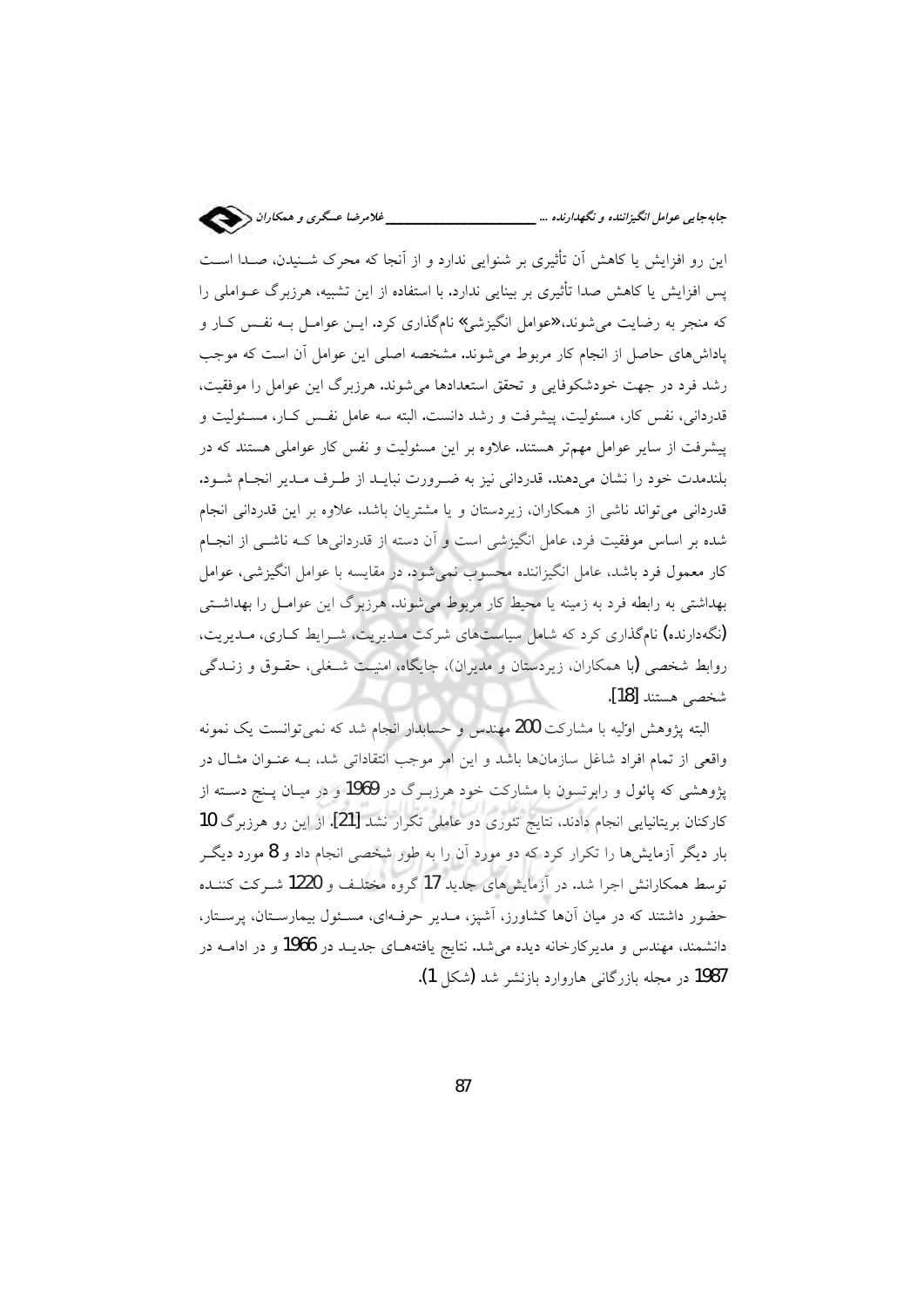این رو افزایش یا کاهش آن تأثیری بر شنوایی ندارد و از آنجا که محرک شنیدن، صدا است پس افزایش یا کاهش صدا تأثیری بر بینایی ندارد. با استفاده از این تشبیه، هرزبرگ عواملی را که منجر به رضایت می‌شوند،«عوامل انگیزشی» نام‌گذاری کرد. این عوامل به نفس کار و پاداش‌های حاصل از انجام کار مربوط می‌شوند. مشخصه اصلی این عوامل آن است که موجب رشد فرد در جهت خودشکوفایی و تحقق استعدادها می‌شوند. هرزبرگ این عوامل را موفقیت، قدردانی، نفس کار، مسئولیت، پیشرفت و رشد دانست. البته سه عامل نفس کار، مسئولیت و پیشرفت از سایر عوامل مهم‌تر هستند. علاوه بر این مسئولیت و نفس کار عواملی هستند که در بلندمدت خود را نشان می‌دهند. قدردانی نیز به ضرورت نباید از طرف مدیر انجام شود. قدردانی می‌تواند ناشی از همکاران، زیردستان و یا مشتریان باشد. علاوه بر این قدردانی انجام شده بر اساس موفقیت فرد، عامل انگیزشی است و آن دسته از قدردانی‌ها که ناشی از انجام کار معمول فرد باشد، عامل انگیزاننده محسوب نمی‌شود. در مقایسه با عوامل انگیزشی، عوامل بهداشتی به رابطه فرد به زمینه یا محیط کار مربوط می‌شوند. هرزبرگ این عوامل را بهداشتی (نگه‌دارنده) نام‌گذاری کرد که شامل سیاست‌های شرکت مدیریت، شرایط کاری، مدیریت، روابط شخصی (با همکاران، زیردستان و مدیران)، جایگاه، امنیت شغلی، حقوق و زندگی شخصی هستند [18].

البته پژوهش اوّلیه با مشارکت 200 مهندس و حسابدار انجام شد که نمی‌توانست یک نمونه واقعی از تمام افراد شاغل سازمان‌ها باشد و این امر موجب انتقاداتی شد، به عنوان مثال در پژوهشی که پائول و رابرتسون با مشارکت خود هرزبرگ در 1969 و در میان پنج دسته از کارکنان بریتانیایی انجام دادند، نتایج تئوری دو عاملی تکرار نشد [21]. از این رو هرزبرگ 10 بار دیگر آزمایش‌ها را تکرار کرد که دو مورد آن را به طور شخصی انجام داد و 8 مورد دیگر توسط همکارانش اجرا شد. در آزمایش‌های جدید 17 گروه مختلف و 1220 شرکت کننده حضور داشتند که در میان آن‌ها کشاورز، آشپز، مدیر حرفه‌ای، مسئول بیمارستان، پرستار، دانشمند، مهندس و مدیرکارخانه دیده می‌شد. نتایج یافته‌های جدید در 1966 و در ادامه در 1987 در مجله بازرگانی هاروارد بازنشر شد (شکل 1).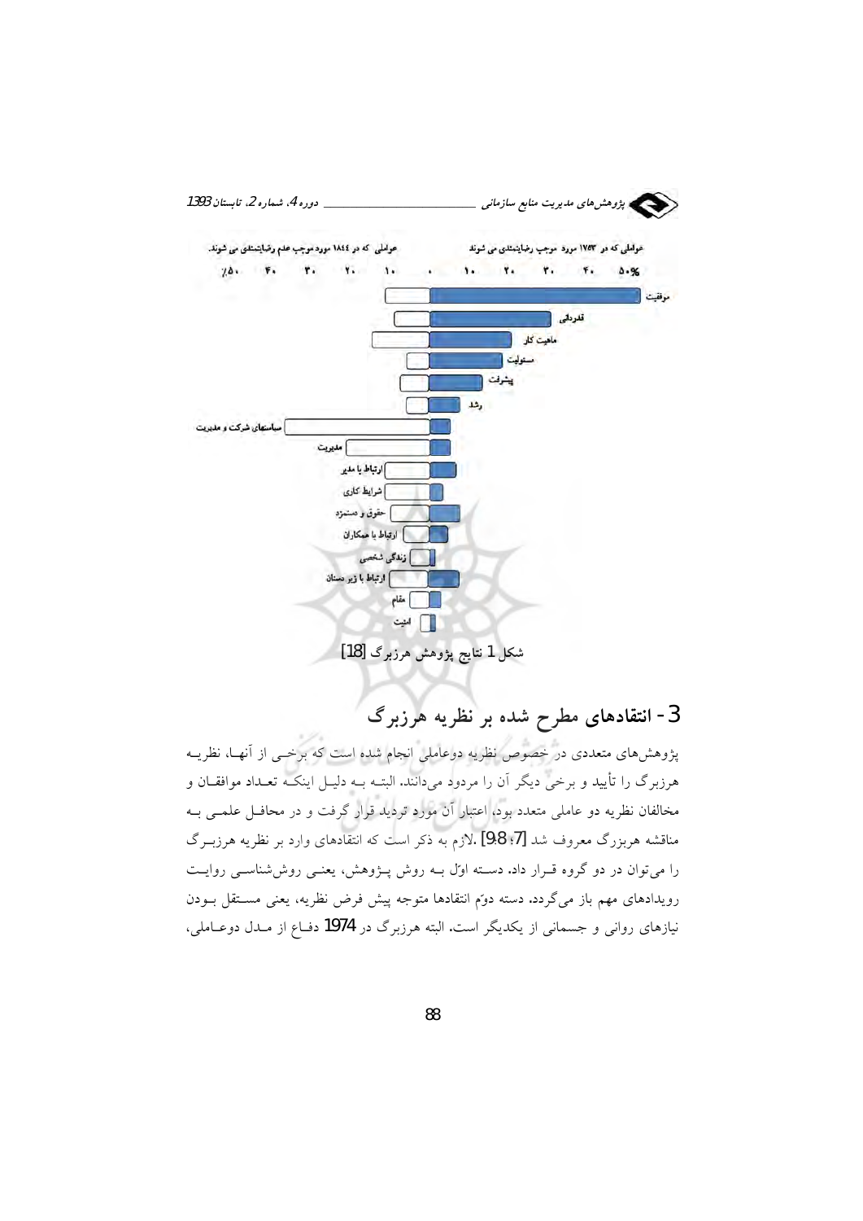عواملی که در ۱۷۵۳ مورد موجب رضایتمندی می شوند

عواملی که در ۱۸۴۴ مورد موجب عدم رضایتمندی می شوند.

٪۵۰ ۴۰ ۳۰ ۲۰ ۱۰ ۰ ۱۰ ۲۰ ۳۰ ۴۰ ۵۰%

موفقیت

قدردانی

ماهیت کار

مسئولیت

پیشرفت

رشد

سیاستهای شرکت و مدیریت

مدیریت

ارتباط با مدیر

شرایط کاری

حقوق و دستمزد

ارتباط با همکاران

زندگی شخصی

ارتباط با زیر دستان

مقام

امنیت

شکل 1 نتایج پژوهش هرزبرگ [18]

## 3- انتقادهای مطرح شده بر نظریه هرزبرگ

پژوهش‌های متعددی در خصوص نظریه دوعاملی انجام شده است که برخی از آنها، نظریه هرزبرگ را تأیید و برخی دیگر آن را مردود می‌دانند. البته به دلیل اینکه تعداد موافقان و مخالفان نظریه دو عاملی متعدد بود، اعتبار آن مورد تردید قرار گرفت و در محافل علمی به مناقشه هربزرگ معروف شد [7؛ 9،8]. لازم به ذکر است که انتقادهای وارد بر نظریه هرزبرگ را می‌توان در دو گروه قرار داد. دسته اوّل به روش پژوهش، یعنی روش‌شناسی روایت رویدادهای مهم باز می‌گردد. دسته دوّم انتقادها متوجه پیش فرض نظریه، یعنی مستقل بودن نیازهای روانی و جسمانی از یکدیگر است. البته هرزبرگ در 1974 دفاع از مدل دوعاملی،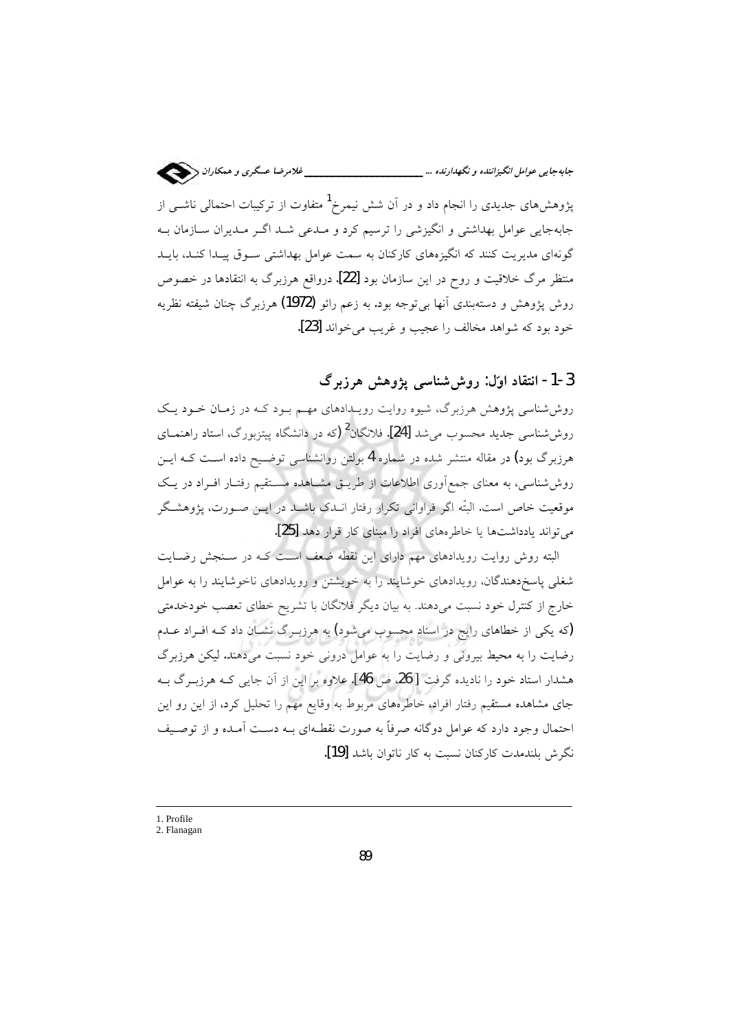پژوهش‌های جدیدی را انجام داد و در آن شش نیمرخ[1] متفاوت از ترکیبات احتمالی ناشی از جابه‌جایی عوامل بهداشتی و انگیزشی را ترسیم کرد و مدعی شد اگر مدیران سازمان به گونه‌ای مدیریت کنند که انگیزه‌های کارکنان به سمت عوامل بهداشتی سوق پیدا کند، باید منتظر مرگ خلاقیت و روح در این سازمان بود [22]. درواقع هرزبرگ به انتقادها در خصوص روش پژوهش و دسته‌بندی آنها بی‌توجه بود. به زعم رائو (1972) هرزبرگ چنان شیفته نظریه خود بود که شواهد مخالف را عجیب و غریب می‌خواند [23].

## 3-1- انتقاد اوّل: روش‌شناسی پژوهش هرزبرگ

روش‌شناسی پژوهش هرزبرگ، شیوه روایت رویدادهای مهم بود که در زمان خود یک روش‌شناسی جدید محسوب می‌شد [24]. فلانگان[2] (که در دانشگاه پیتزبورگ، استاد راهنمای هرزبرگ بود) در مقاله منتشر شده در شماره 4 بولتن روانشناسی توضیح داده است که این روش‌شناسی، به معنای جمع‌آوری اطلاعات از طریق مشاهده مستقیم رفتار افراد در یک موقعیت خاص است. البتّه اگر فراوانی تکرار رفتار اندک باشد در این صورت، پژوهشگر می‌تواند یادداشت‌ها یا خاطره‌های افراد را مبنای کار قرار دهد [25].

البته روش روایت رویدادهای مهم دارای این نقطه ضعف است که در سنجش رضایت شغلی پاسخ‌دهندگان، رویدادهای خوشایند را به خویشتن و رویدادهای ناخوشایند را به عوامل خارج از کنترل خود نسبت می‌دهند. به بیان دیگر فلانگان با تشریح خطای تعصب خودخدمتی (که یکی از خطاهای رایج در اسناد محسوب می‌شود) به هرزبرگ نشان داد که افراد عدم رضایت را به محیط بیرونی و رضایت را به عوامل درونی خود نسبت می‌دهند. لیکن هرزبرگ هشدار استاد خود را نادیده گرفت [26، ص 46]. علاوه بر این از آن جایی که هرزبرگ به جای مشاهده مستقیم رفتار افراد، خاطره‌های مربوط به وقایع مهم را تحلیل کرد، از این رو این احتمال وجود دارد که عوامل دوگانه صرفاً به صورت نقطه‌ای به دست آمده و از توصیف نگرش بلندمدت کارکنان نسبت به کار ناتوان باشد [19].

---

1. Profile
2. Flanagan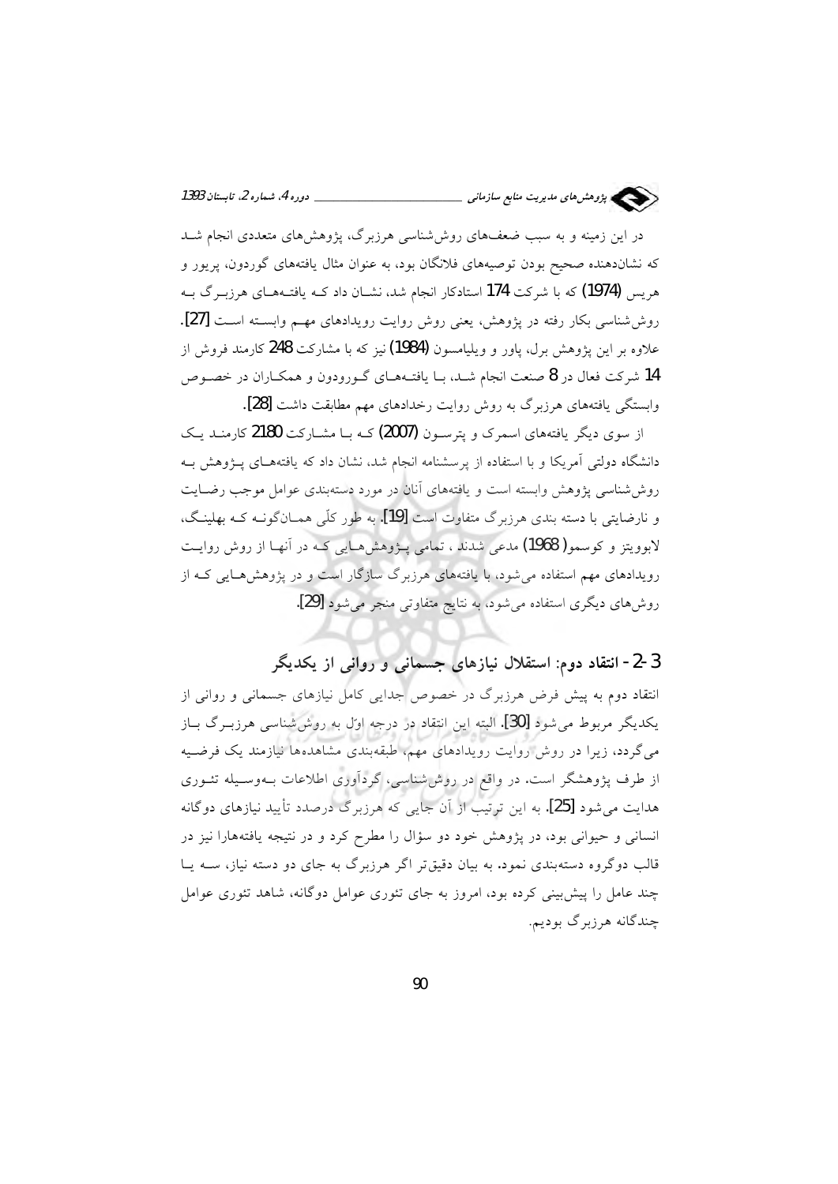در این زمینه و به سبب ضعف‌های روش‌شناسی هرزبرگ، پژوهش‌های متعددی انجام شد که نشان‌دهنده صحیح بودن توصیه‌های فلانگان بود، به عنوان مثال یافته‌های گوردون، پریور و هریس (1974) که با شرکت 174 استادکار انجام شد، نشان داد که یافته‌های هرزبرگ به روش‌شناسی بکار رفته در پژوهش، یعنی روش روایت رویدادهای مهم وابسته است [27]. علاوه بر این پژوهش برل، پاور و ویلیامسون (1984) نیز که با مشارکت 248 کارمند فروش از 14 شرکت فعال در 8 صنعت انجام شد، با یافته‌های گوردون و همکاران در خصوص وابستگی یافته‌های هرزبرگ به روش روایت رخدادهای مهم مطابقت داشت [28].

از سوی دیگر یافته‌های اسمرک و پترسون (2007) که با مشارکت 2180 کارمند یک دانشگاه دولتی آمریکا و با استفاده از پرسشنامه انجام شد، نشان داد که یافته‌های پژوهش به روش‌شناسی پژوهش وابسته است و یافته‌های آنان در مورد دسته‌بندی عوامل موجب رضایت و نارضایتی با دسته بندی هرزبرگ متفاوت است [19]. به طور کلّی همان‌گونه که بهلینگ، لابوویتز و کوسمو (1968) مدعی شدند، تمامی پژوهش‌هایی که در آنها از روش روایت رویدادهای مهم استفاده می‌شود، با یافته‌های هرزبرگ سازگار است و در پژوهش‌هایی که از روش‌های دیگری استفاده می‌شود، به نتایج متفاوتی منجر می‌شود [29].

## 3-2- انتقاد دوم: استقلال نیازهای جسمانی و روانی از یکدیگر

انتقاد دوم به پیش فرض هرزبرگ در خصوص جدایی کامل نیازهای جسمانی و روانی از یکدیگر مربوط می‌شود [30]. البته این انتقاد در درجه اوّل به روش‌شناسی هرزبرگ باز می‌گردد، زیرا در روش روایت رویدادهای مهم، طبقه‌بندی مشاهده‌ها نیازمند یک فرضیه از طرف پژوهشگر است. در واقع در روش‌شناسی، گردآوری اطلاعات به‌وسیله تئوری هدایت می‌شود [25]. به این ترتیب از آن جایی که هرزبرگ درصدد تأیید نیازهای دوگانه انسانی و حیوانی بود، در پژوهش خود دو سؤال را مطرح کرد و در نتیجه یافته‌هارا نیز در قالب دوگروه دسته‌بندی نمود. به بیان دقیق‌تر اگر هرزبرگ به جای دو دسته نیاز، سه یا چند عامل را پیش‌بینی کرده بود، امروز به جای تئوری عوامل دوگانه، شاهد تئوری عوامل چندگانه هرزبرگ بودیم.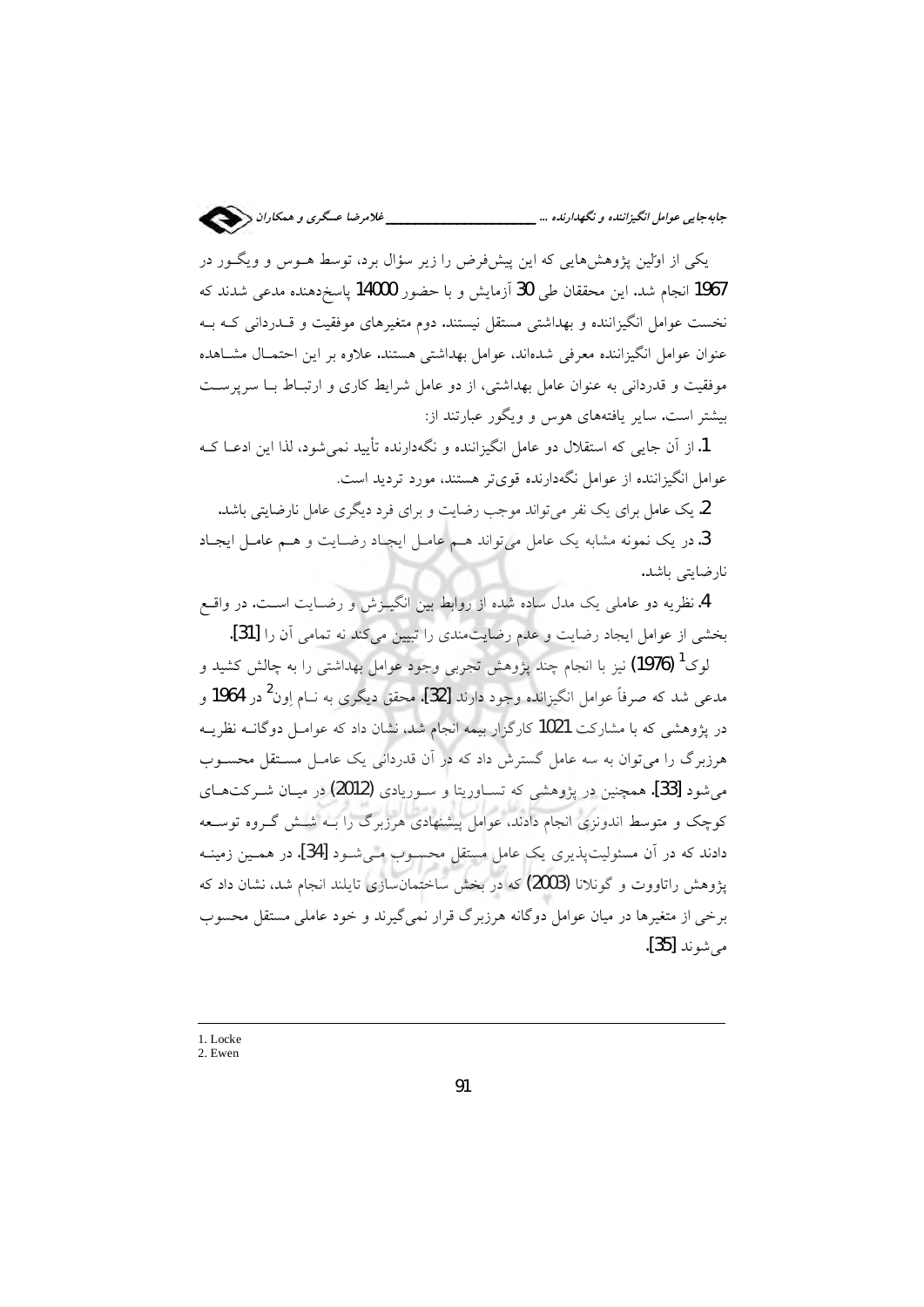یکی از اوّلین پژوهش‌هایی که این پیش‌فرض را زیر سؤال برد، توسط هوس و ویگور در 1967 انجام شد. این محققان طی 30 آزمایش و با حضور 14000 پاسخ‌دهنده مدعی شدند که نخست عوامل انگیزاننده و بهداشتی مستقل نیستند. دوم متغیرهای موفقیت و قدردانی که به عنوان عوامل انگیزاننده معرفی شده‌اند، عوامل بهداشتی هستند. علاوه بر این احتمال مشاهده موفقیت و قدردانی به عنوان عامل بهداشتی، از دو عامل شرایط کاری و ارتباط با سرپرست بیشتر است. سایر یافته‌های هوس و ویگور عبارتند از:

1. از آن جایی که استقلال دو عامل انگیزاننده و نگه‌دارنده تأیید نمی‌شود، لذا این ادعا که عوامل انگیزاننده از عوامل نگه‌دارنده قوی‌تر هستند، مورد تردید است.

2. یک عامل برای یک نفر می‌تواند موجب رضایت و برای فرد دیگری عامل نارضایتی باشد.

3. در یک نمونه مشابه یک عامل می‌تواند هم عامل ایجاد رضایت و هم عامل ایجاد نارضایتی باشد.

4. نظریه دو عاملی یک مدل ساده شده از روابط بین انگیزش و رضایت است. در واقع بخشی از عوامل ایجاد رضایت و عدم رضایت‌مندی را تبیین می‌کند نه تمامی آن را [31].

لوک[1] (1976) نیز با انجام چند پژوهش تجربی وجود عوامل بهداشتی را به چالش کشید و مدعی شد که صرفاً عوامل انگیزاننده وجود دارند [32]. محقق دیگری به نام اِون[2] در 1964 و در پژوهشی که با مشارکت 1021 کارگزار بیمه انجام شد، نشان داد که عوامل دوگانه نظریه هرزبرگ را می‌توان به سه عامل گسترش داد که در آن قدردانی یک عامل مستقل محسوب می‌شود [33]. همچنین در پژوهشی که تساوریتا و سوریادی (2012) در میان شرکت‌های کوچک و متوسط اندونزی انجام دادند، عوامل پیشنهادی هرزبرگ را به شش گروه توسعه دادند که در آن مسئولیت‌پذیری یک عامل مستقل محسوب می‌شود [34]. در همین زمینه پژوهش راتاووت و گونلانا (2003) که در بخش ساختمان‌سازی تایلند انجام شد، نشان داد که برخی از متغیرها در میان عوامل دوگانه هرزبرگ قرار نمی‌گیرند و خود عاملی مستقل محسوب می‌شوند [35].

---

1. Locke
2. Ewen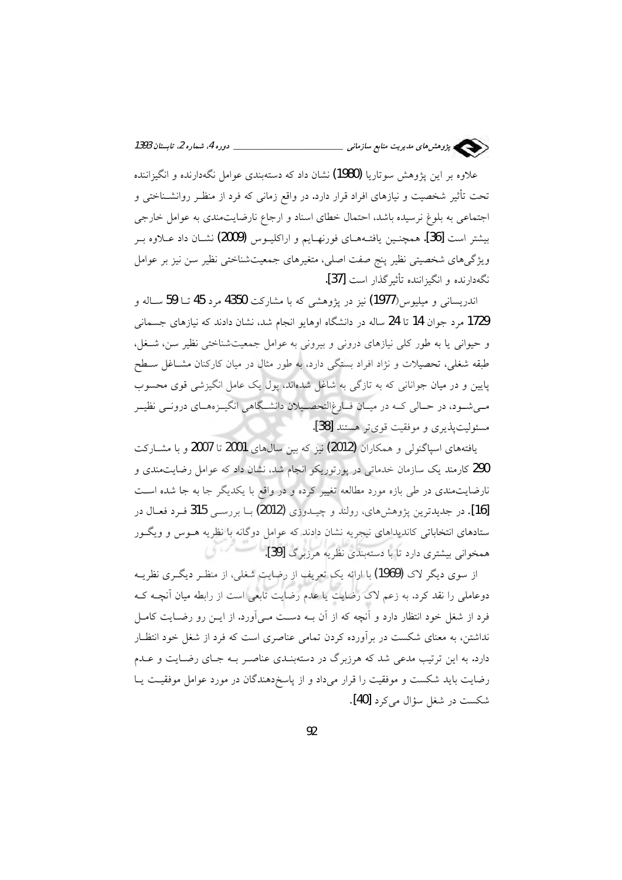علاوه بر این پژوهش سوتاریا (1980) نشان داد که دسته‌بندی عوامل نگه‌دارنده و انگیزاننده تحت تأثیر شخصیت و نیازهای افراد قرار دارد. در واقع زمانی که فرد از منظر روانشناختی و اجتماعی به بلوغ نرسیده باشد، احتمال خطای اسناد و ارجاع نارضایت‌مندی به عوامل خارجی بیشتر است [36]. همچنین یافته‌های فورنهایم و اراکلیوس (2009) نشان داد علاوه بر ویژگی‌های شخصیتی نظیر پنج صفت اصلی، متغیرهای جمعیت‌شناختی نظیر سن نیز بر عوامل نگه‌دارنده و انگیزاننده تأثیرگذار است [37].

اندریسانی و میلیوس(1977) نیز در پژوهشی که با مشارکت 4350 مرد 45 تا 59 ساله و 1729 مرد جوان 14 تا 24 ساله در دانشگاه اوهایو انجام شد، نشان دادند که نیازهای جسمانی و حیوانی یا به طور کلی نیازهای درونی و بیرونی به عوامل جمعیت‌شناختی نظیر سن، شغل، طبقه شغلی، تحصیلات و نژاد افراد بستگی دارد، به طور مثال در میان کارکنان مشاغل سطح پایین و در میان جوانانی که به تازگی به شاغل شده‌اند، پول یک عامل انگیزشی قوی محسوب می‌شود، در حالی که در میان فارغ‌التحصیلان دانشگاهی انگیزه‌های درونی نظیر مسئولیت‌پذیری و موفقیت قوی‌تر هستند [38].

یافته‌های اسپاگنولی و همکاران (2012) نیز که بین سال‌های 2001 تا 2007 و با مشارکت 290 کارمند یک سازمان خدماتی در پورتوریکو انجام شد، نشان داد که عوامل رضایت‌مندی و نارضایت‌مندی در طی بازه مورد مطالعه تغییر کرده و در واقع با یکدیگر جا به جا شده است [16]. در جدیدترین پژوهش‌های، رولند و چیدوزی (2012) با بررسی 315 فرد فعال در ستادهای انتخاباتی کاندیداهای نیجریه نشان دادند که عوامل دوگانه با نظریه هوس و ویگور همخوانی بیشتری دارد تا با دسته‌بندی نظریه هرزبرگ [39].

از سوی دیگر لاک (1969) با ارائه یک تعریف از رضایت شغلی، از منظر دیگری نظریه دوعاملی را نقد کرد. به زعم لاک رضایت یا عدم رضایت تابعی است از رابطه میان آنچه که فرد از شغل خود انتظار دارد و آنچه که از آن به دست می‌آورد. از این رو رضایت کامل نداشتن، به معنای شکست در برآورده کردن تمامی عناصری است که فرد از شغل خود انتظار دارد. به این ترتیب مدعی شد که هرزبرگ در دسته‌بندی عناصر به جای رضایت و عدم رضایت باید شکست و موفقیت را قرار می‌داد و از پاسخ‌دهندگان در مورد عوامل موفقیت یا شکست در شغل سؤال می‌کرد [40].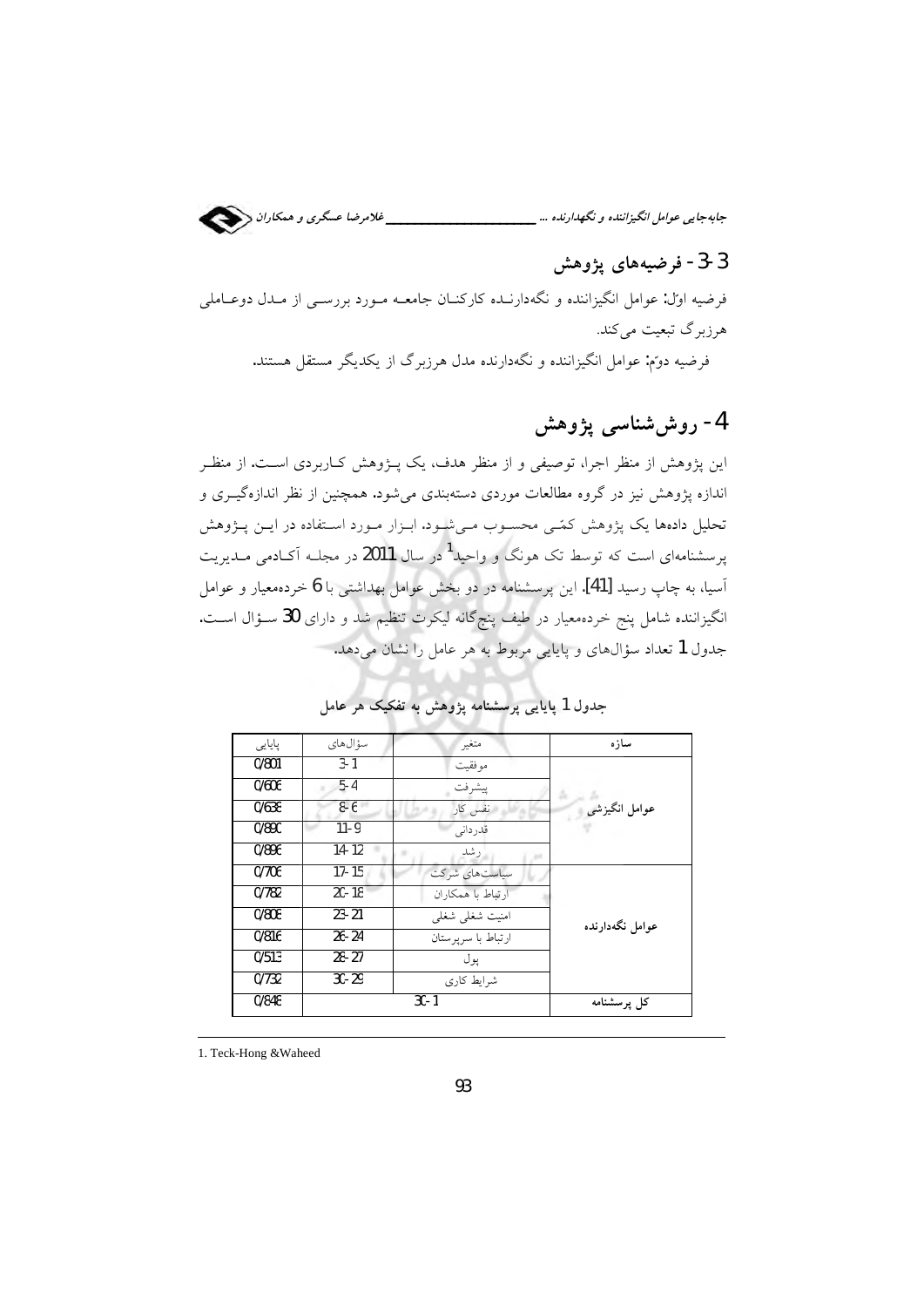## 3-3- فرضیه‌های پژوهش

فرضیه اوّل: عوامل انگیزاننده و نگه‌دارنـده کارکنـان جامعـه مـورد بررسـی از مـدل دوعـاملی هرزبرگ تبعیت می‌کند.

فرضیه دوّم: عوامل انگیزاننده و نگه‌دارنده مدل هرزبرگ از یکدیگر مستقل هستند.

# 4- روش‌شناسی پژوهش

این پژوهش از منظر اجرا، توصیفی و از منظر هدف، یک پـژوهش کـاربردی اسـت. از منظـر اندازه پژوهش نیز در گروه مطالعات موردی دسته‌بندی می‌شود. همچنین از نظر اندازه‌گیـری و تحلیل داده‌ها یک پژوهش کمّـی محسـوب مـی‌شـود. ابـزار مـورد اسـتفاده در ایـن پـژوهش پرسشنامه‌ای است که توسط تک هونگ و واحید[1] در سال 2011 در مجلـه آکـادمی مـدیریت آسیا، به چاپ رسید [41]. این پرسشنامه در دو بخش عوامل بهداشتی با 6 خرده‌معیار و عوامل انگیزاننده شامل پنج خرده‌معیار در طیف پنج‌گانه لیکرت تنظیم شد و دارای 30 سـؤال اسـت. جدول 1 تعداد سؤال‌های و پایایی مربوط به هر عامل را نشان می‌دهد.

جدول 1 پایایی پرسشنامه پژوهش به تفکیک هر عامل

| سازه | متغیر | سؤال‌های | پایایی |
|---|---|---|---|
| عوامل انگیزشی | موفقیت | 3-1 | 0/801 |
| | پیشرفت | 5-4 | 0/606 |
| | نفس کار | 8-6 | 0/638 |
| | قدردانی | 11-9 | 0/890 |
| | رشد | 14-12 | 0/896 |
| عوامل نگه‌دارنده | سیاست‌های شرکت | 17-15 | 0/706 |
| | ارتباط با همکاران | 20-18 | 0/782 |
| | امنیت شغلی شغلی | 23-21 | 0/808 |
| | ارتباط با سرپرستان | 26-24 | 0/816 |
| | پول | 28-27 | 0/513 |
| | شرایط کاری | 30-29 | 0/732 |
| کل پرسشنامه | | 30-1 | 0/848 |

---

1. Teck-Hong &Waheed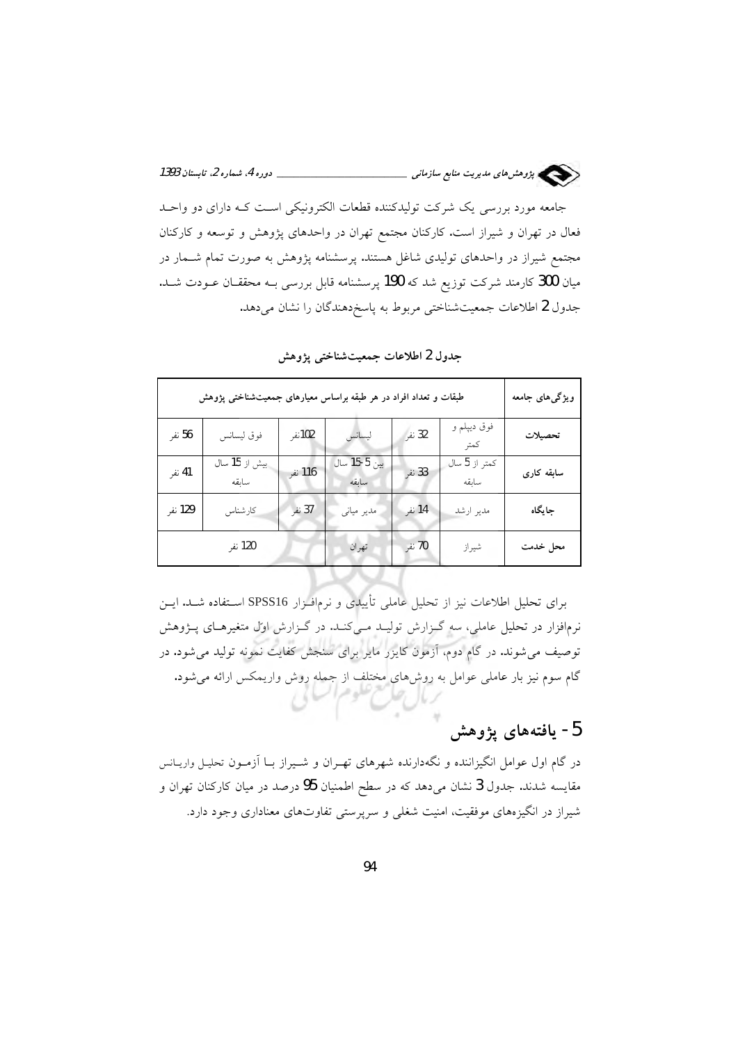جامعه مورد بررسی یک شرکت تولیدکننده قطعات الکترونیکی است که دارای دو واحد فعال در تهران و شیراز است. کارکنان مجتمع تهران در واحدهای پژوهش و توسعه و کارکنان مجتمع شیراز در واحدهای تولیدی شاغل هستند. پرسشنامه پژوهش به صورت تمام شمار در میان 300 کارمند شرکت توزیع شد که 190 پرسشنامه قابل بررسی به محققان عودت شد. جدول 2 اطلاعات جمعیت‌شناختی مربوط به پاسخ‌دهندگان را نشان می‌دهد.

**جدول 2 اطلاعات جمعیت‌شناختی پژوهش**

| ویژگی‌های جامعه | طبقات و تعداد افراد در هر طبقه براساس معیارهای جمعیت‌شناختی پژوهش | | | | | |
|---|---|---|---|---|---|---|
| تحصیلات | فوق دیپلم و کمتر | 32 نفر | لیسانس | 102نفر | فوق لیسانس | 56 نفر |
| سابقه کاری | کمتر از 5 سال سابقه | 33 نفر | بین 5-15 سال سابقه | 116 نفر | بیش از 15 سال سابقه | 41 نفر |
| جایگاه | مدیر ارشد | 14 نفر | مدیر میانی | 37 نفر | کارشناس | 129 نفر |
| محل خدمت | شیراز | 70 نفر | تهران | 120 نفر | | |

برای تحلیل اطلاعات نیز از تحلیل عاملی تأییدی و نرم‌افزار SPSS16 استفاده شد. این نرم‌افزار در تحلیل عاملی، سه گزارش تولید می‌کند. در گزارش اوّل متغیرهای پژوهش توصیف می‌شوند. در گام دوم، آزمون کایزر مایر برای سنجش کفایت نمونه تولید می‌شود. در گام سوم نیز بار عاملی عوامل به روش‌های مختلف از جمله روش واریمکس ارائه می‌شود.

## 5- یافته‌های پژوهش

در گام اول عوامل انگیزاننده و نگه‌دارنده شهرهای تهران و شیراز با آزمون تحلیل واریانس مقایسه شدند. جدول 3 نشان می‌دهد که در سطح اطمینان 95 درصد در میان کارکنان تهران و شیراز در انگیزه‌های موفقیت، امنیت شغلی و سرپرستی تفاوت‌های معناداری وجود دارد.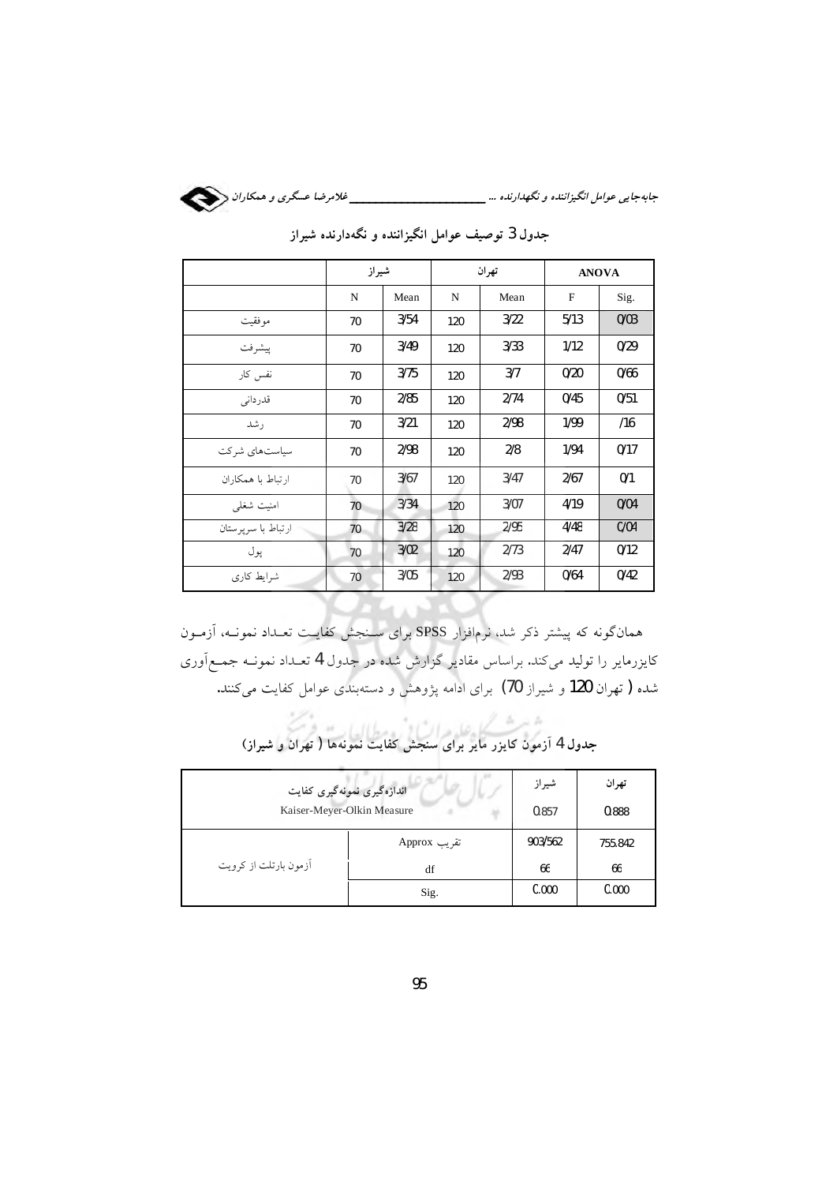**جدول 3 توصیف عوامل انگیزاننده و نگه‌دارنده شیراز**

| | شیراز | | تهران | | ANOVA | |
|---|---|---|---|---|---|---|
| | N | Mean | N | Mean | F | Sig. |
| موفقیت | 70 | 3/54 | 120 | 3/22 | 5/13 | 0/03 |
| پیشرفت | 70 | 3/49 | 120 | 3/33 | 1/12 | 0/29 |
| نفس کار | 70 | 3/75 | 120 | 3/7 | 0/20 | 0/66 |
| قدردانی | 70 | 2/85 | 120 | 2/74 | 0/45 | 0/51 |
| رشد | 70 | 3/21 | 120 | 2/98 | 1/99 | /16 |
| سیاست‌های شرکت | 70 | 2/98 | 120 | 2/8 | 1/94 | 0/17 |
| ارتباط با همکاران | 70 | 3/67 | 120 | 3/47 | 2/67 | 0/1 |
| امنیت شغلی | 70 | 3/34 | 120 | 3/07 | 4/19 | 0/04 |
| ارتباط با سرپرستان | 70 | 3/28 | 120 | 2/95 | 4/48 | 0/04 |
| پول | 70 | 3/02 | 120 | 2/73 | 2/47 | 0/12 |
| شرایط کاری | 70 | 3/05 | 120 | 2/93 | 0/64 | 0/42 |

همان‌گونه که پیشتر ذکر شد، نرم‌افزار SPSS برای سنجش کفایت تعداد نمونه، آزمون کایزرمایر را تولید می‌کند. براساس مقادیر گزارش شده در جدول 4 تعداد نمونه جمع‌آوری شده ( تهران 120 و شیراز 70) برای ادامه پژوهش و دسته‌بندی عوامل کفایت می‌کنند.

**جدول 4 آزمون کایزر مایر برای سنجش کفایت نمونه‌ها ( تهران و شیراز)**

| اندازه‌گیری نمونه‌گیری کفایت Kaiser-Meyer-Olkin Measure | | شیراز 0.857 | تهران 0.888 |
|---|---|---|---|
| آزمون بارتلت از کرویت | تقریب Approx | 903/562 | 755.842 |
| | df | 66 | 66 |
| | Sig. | 0.000 | 0.000 |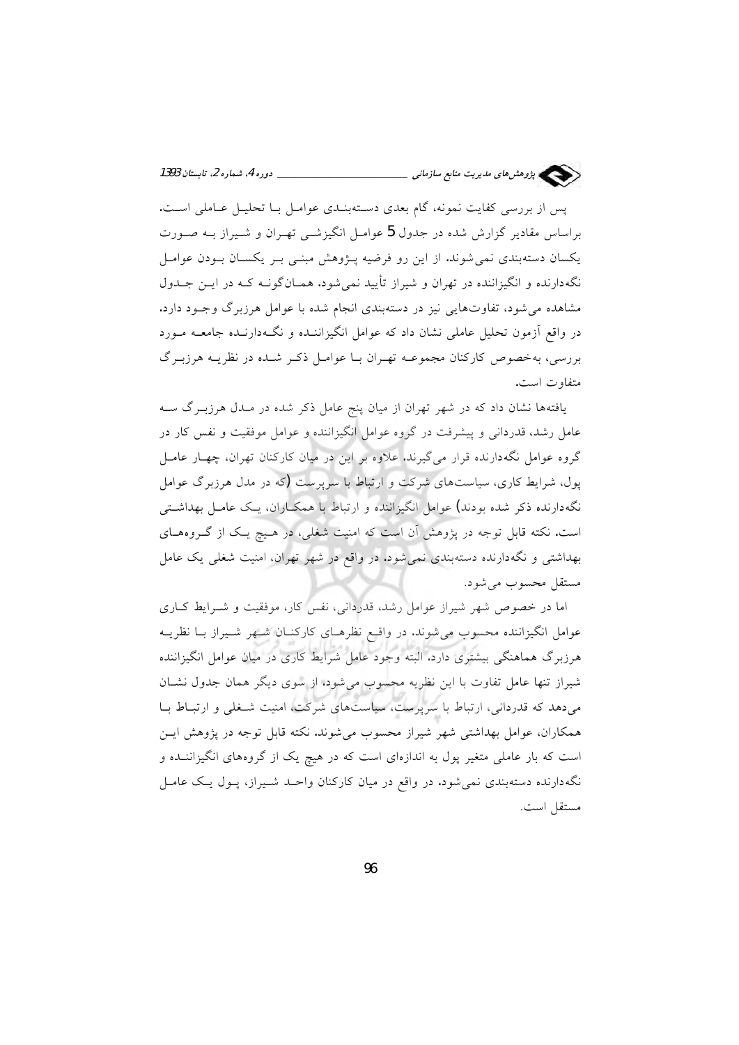پس از بررسی کفایت نمونه، گام بعدی دسته‌بندی عوامل با تحلیل عاملی است. براساس مقادیر گزارش شده در جدول 5 عوامل انگیزشی تهران و شیراز به صورت یکسان دسته‌بندی نمی‌شوند. از این رو فرضیه پژوهش مبنی بر یکسان بودن عوامل نگه‌دارنده و انگیزاننده در تهران و شیراز تأیید نمی‌شود. همان‌گونه که در این جدول مشاهده می‌شود، تفاوت‌هایی نیز در دسته‌بندی انجام شده با عوامل هرزبرگ وجود دارد. در واقع آزمون تحلیل عاملی نشان داد که عوامل انگیزاننده و نگه‌دارنده جامعه مورد بررسی، به‌خصوص کارکنان مجموعه تهران با عوامل ذکر شده در نظریه هرزبرگ متفاوت است.

یافته‌ها نشان داد که در شهر تهران از میان پنج عامل ذکر شده در مدل هرزبرگ سه عامل رشد، قدردانی و پیشرفت در گروه عوامل انگیزاننده و عوامل موفقیت و نفس کار در گروه عوامل نگه‌دارنده قرار می‌گیرند. علاوه بر این در میان کارکنان تهران، چهار عامل پول، شرایط کاری، سیاست‌های شرکت و ارتباط با سرپرست (که در مدل هرزبرگ عوامل نگه‌دارنده ذکر شده بودند) عوامل انگیزاننده و ارتباط با همکاران، یک عامل بهداشتی است. نکته قابل توجه در پژوهش آن است که امنیت شغلی، در هیچ یک از گروه‌های بهداشتی و نگه‌دارنده دسته‌بندی نمی‌شود. در واقع در شهر تهران، امنیت شغلی یک عامل مستقل محسوب می‌شود.

اما در خصوص شهر شیراز عوامل رشد، قدردانی، نفس کار، موفقیت و شرایط کاری عوامل انگیزاننده محسوب می‌شوند. در واقع نظرهای کارکنان شهر شیراز با نظریه هرزبرگ هماهنگی بیشتری دارد. البته وجود عامل شرایط کاری در میان عوامل انگیزاننده شیراز تنها عامل تفاوت با این نظریه محسوب می‌شود. از سوی دیگر همان جدول نشان می‌دهد که قدردانی، ارتباط با سرپرست، سیاست‌های شرکت، امنیت شغلی و ارتباط با همکاران، عوامل بهداشتی شهر شیراز محسوب می‌شوند. نکته قابل توجه در پژوهش این است که بار عاملی متغیر پول به اندازه‌ای است که در هیچ یک از گروه‌های انگیزاننده و نگه‌دارنده دسته‌بندی نمی‌شود. در واقع در میان کارکنان واحد شیراز، پول یک عامل مستقل است.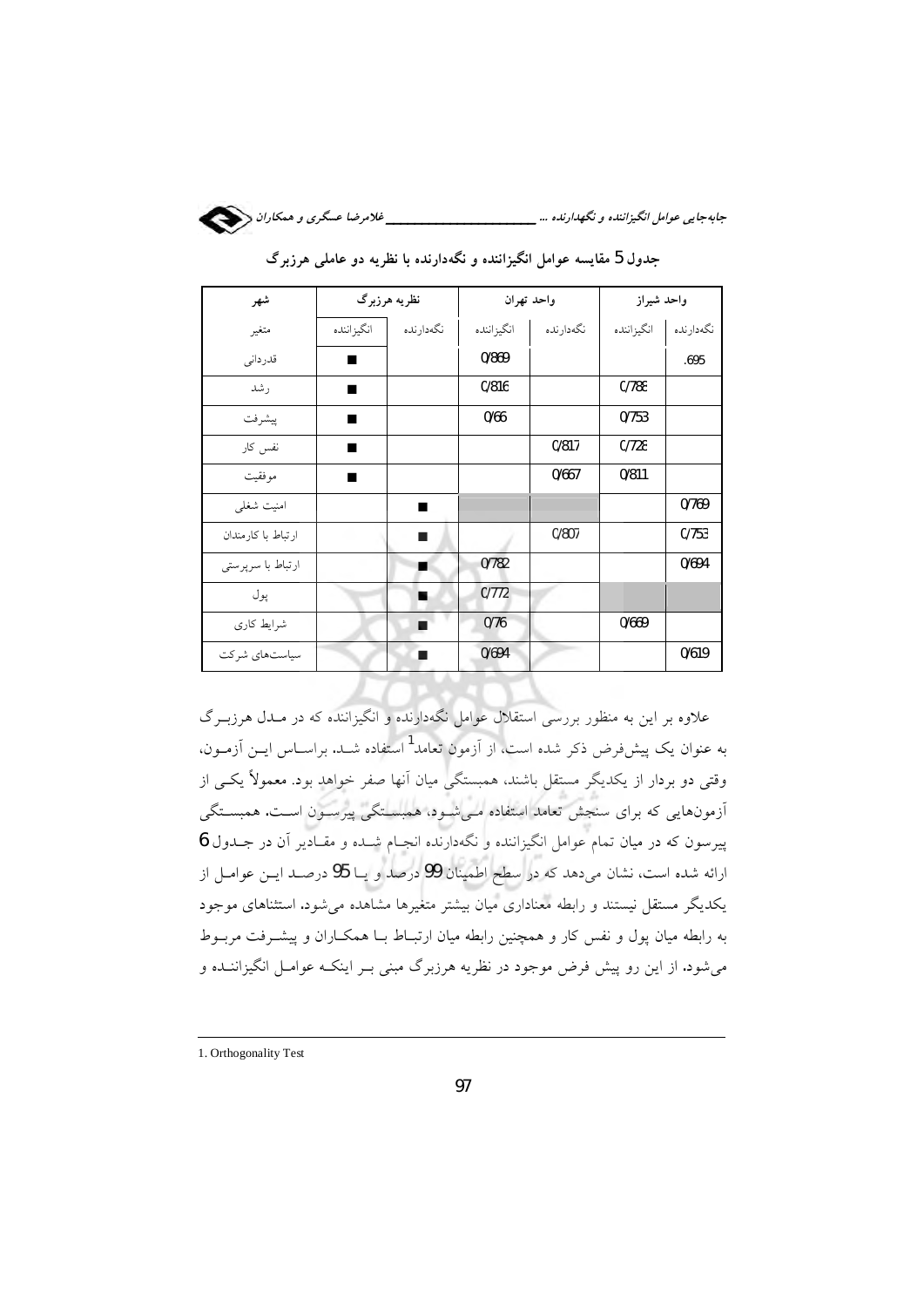**جدول 5 مقایسه عوامل انگیزاننده و نگه‌دارنده با نظریه دو عاملی هرزبرگ**

| شهر | نظریه هرزبرگ | | واحد تهران | | واحد شیراز | |
|---|---|---|---|---|---|---|
| متغیر | انگیزاننده | نگه‌دارنده | انگیزاننده | نگه‌دارنده | انگیزاننده | نگه‌دارنده |
| قدردانی | ■ | | 0/869 | | | .695 |
| رشد | ■ | | 0/816 | | 0/788 | |
| پیشرفت | ■ | | 0/66 | | 0/753 | |
| نفس کار | ■ | | | 0/817 | 0/728 | |
| موفقیت | ■ | | | 0/667 | 0/811 | |
| امنیت شغلی | | ■ | | | | 0/769 |
| ارتباط با کارمندان | | ■ | | 0/807 | | 0/753 |
| ارتباط با سرپرستی | | ■ | 0/782 | | | 0/694 |
| پول | | ■ | 0/772 | | | |
| شرایط کاری | | ■ | 0/76 | | 0/669 | |
| سیاست‌های شرکت | | ■ | 0/694 | | | 0/619 |

علاوه بر این به منظور بررسی استقلال عوامل نگه‌دارنده و انگیزاننده که در مـدل هرزبـرگ به عنوان یک پیش‌فرض ذکر شده است، از آزمون تعامد[1] استفاده شـد. براسـاس ایـن آزمـون، وقتی دو بردار از یکدیگر مستقل باشند، همبستگی میان آنها صفر خواهد بود. معمولاً یکـی از آزمون‌هایی که برای سنجش تعامد استفاده مـی‌شـود، همبسـتگی پیرسـون اسـت. همبسـتگی پیرسون که در میان تمام عوامل انگیزاننده و نگه‌دارنده انجـام شـده و مقـادیر آن در جـدول 6 ارائه شده است، نشان می‌دهد که در سطح اطمینان 99 درصد و یـا 95 درصـد ایـن عوامـل از یکدیگر مستقل نیستند و رابطه معناداری میان بیشتر متغیرها مشاهده می‌شود. استثناهای موجود به رابطه میان پول و نفس کار و همچنین رابطه میان ارتبـاط بـا همکـاران و پیشـرفت مربـوط می‌شود. از این رو پیش فرض موجود در نظریه هرزبرگ مبنی بـر اینکـه عوامـل انگیزاننـده و

1. Orthogonality Test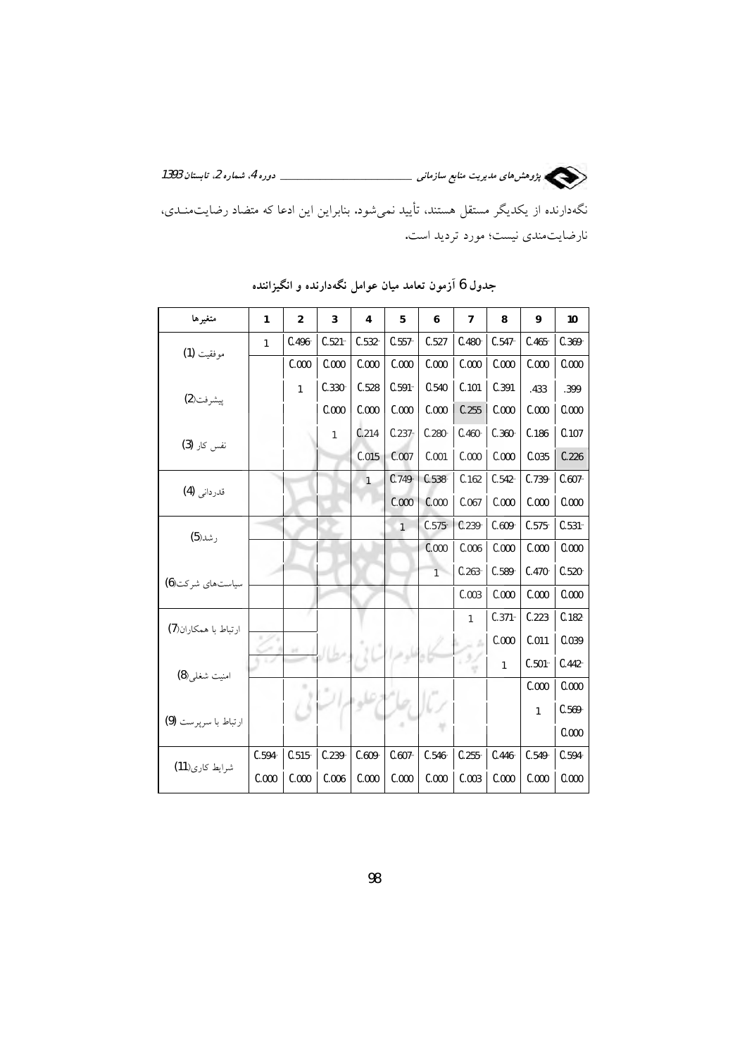نگه‌دارنده از یکدیگر مستقل هستند، تأیید نمی‌شود. بنابراین این ادعا که متضاد رضایت‌منـدی، نارضایت‌مندی نیست؛ مورد تردید است.

**جدول 6 آزمون تعامد میان عوامل نگه‌دارنده و انگیزاننده**

| متغیرها | 1 | 2 | 3 | 4 | 5 | 6 | 7 | 8 | 9 | 10 |
|---|---|---|---|---|---|---|---|---|---|---|
| موفقیت (1) | 1 | 0.496 | 0.521 | 0.532 | 0.557 | 0.527 | 0.480 | 0.547 | 0.465 | 0.369 |
| | | 0.000 | 0.000 | 0.000 | 0.000 | 0.000 | 0.000 | 0.000 | 0.000 | 0.000 |
| پیشرفت(2) | | 1 | 0.330 | 0.528 | 0.591 | 0.540 | 0.101 | 0.391 | .433 | .399 |
| | | | 0.000 | 0.000 | 0.000 | 0.000 | 0.255 | 0.000 | 0.000 | 0.000 |
| نفس کار (3) | | | 1 | 0.214 | 0.237 | 0.280 | 0.460 | 0.360 | 0.186 | 0.107 |
| | | | | 0.015 | 0.007 | 0.001 | 0.000 | 0.000 | 0.035 | 0.226 |
| قدردانی (4) | | | | 1 | 0.749 | 0.538 | 0.162 | 0.542 | 0.739 | 0.607 |
| | | | | | 0.000 | 0.000 | 0.067 | 0.000 | 0.000 | 0.000 |
| رشد(5) | | | | | 1 | 0.575 | 0.239 | 0.609 | 0.575 | 0.531 |
| | | | | | | 0.000 | 0.006 | 0.000 | 0.000 | 0.000 |
| سیاست‌های شرکت(6) | | | | | | 1 | 0.263 | 0.589 | 0.470 | 0.520 |
| | | | | | | | 0.003 | 0.000 | 0.000 | 0.000 |
| ارتباط با همکاران(7) | | | | | | | 1 | 0.371 | 0.223 | 0.182 |
| | | | | | | | | 0.000 | 0.011 | 0.039 |
| امنیت شغلی(8) | | | | | | | | 1 | 0.501 | 0.442 |
| | | | | | | | | | 0.000 | 0.000 |
| ارتباط با سرپرست (9) | | | | | | | | | 1 | 0.569 |
| | | | | | | | | | | 0.000 |
| شرایط کاری(11) | 0.594 | 0.515 | 0.239 | 0.609 | 0.607 | 0.546 | 0.255 | 0.446 | 0.549 | 0.594 |
| | 0.000 | 0.000 | 0.006 | 0.000 | 0.000 | 0.000 | 0.003 | 0.000 | 0.000 | 0.000 |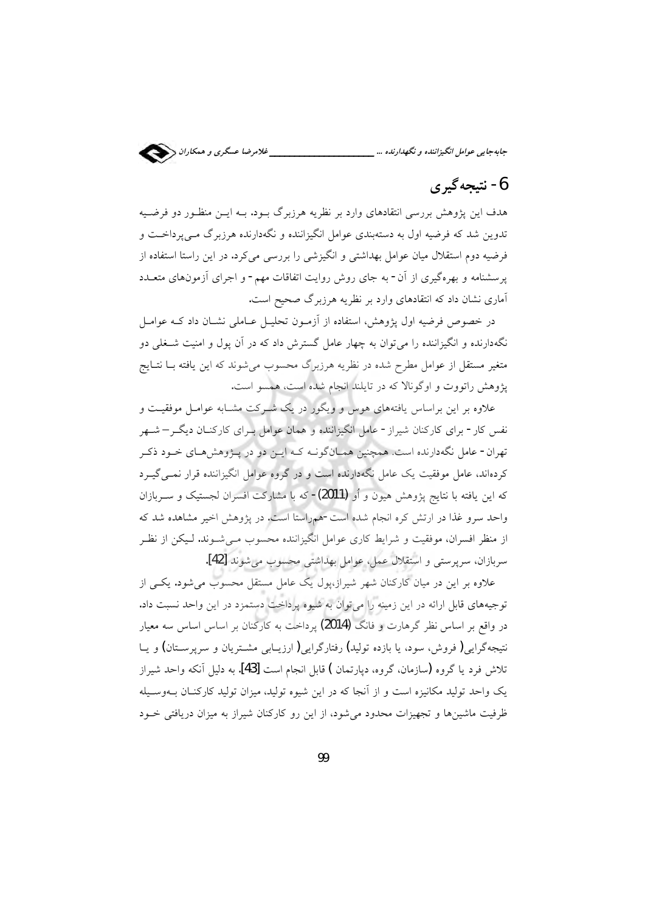## 6- نتیجه‌گیری

هدف این پژوهش بررسی انتقادهای وارد بر نظریه هرزبرگ بود. به این منظور دو فرضیه تدوین شد که فرضیه اول به دسته‌بندی عوامل انگیزاننده و نگه‌دارنده هرزبرگ می‌پرداخت و فرضیه دوم استقلال میان عوامل بهداشتی و انگیزشی را بررسی می‌کرد. در این راستا استفاده از پرسشنامه و بهره‌گیری از آن- به جای روش روایت اتفاقات مهم- و اجرای آزمون‌های متعدد آماری نشان داد که انتقادهای وارد بر نظریه هرزبرگ صحیح است.

در خصوص فرضیه اول پژوهش، استفاده از آزمون تحلیل عاملی نشان داد که عوامل نگه‌دارنده و انگیزاننده را می‌توان به چهار عامل گسترش داد که در آن پول و امنیت شغلی دو متغیر مستقل از عوامل مطرح شده در نظریه هرزبرگ محسوب می‌شوند که این یافته با نتایج پژوهش راتووت و اوگونالا که در تایلند انجام شده است، همسو است.

علاوه بر این براساس یافته‌های هوس و ویگور در یک شرکت مشابه عوامل موفقیت و نفس کار- برای کارکنان شیراز- عامل انگیزاننده و همان عوامل برای کارکنان دیگر– شهر تهران- عامل نگه‌دارنده است. همچنین همان‌گونه که این دو در پژوهش‌های خود ذکر کرده‌اند، عامل موفقیت یک عامل نگه‌دارنده است و در گروه عوامل انگیزاننده قرار نمی‌گیرد که این یافته با نتایج پژوهش هیون و أو (2011)- که با مشارکت افسران لجستیک و سربازان واحد سرو غذا در ارتش کره انجام شده است-هم‌راستا است. در پژوهش اخیر مشاهده شد که از منظر افسران، موفقیت و شرایط کاری عوامل انگیزاننده محسوب می‌شوند. لیکن از نظر سربازان، سرپرستی و استقلال عمل، عوامل بهداشتی محسوب می‌شوند [42].

علاوه بر این در میان کارکنان شهر شیراز،پول یک عامل مستقل محسوب می‌شود. یکی از توجیه‌های قابل ارائه در این زمینه را می‌توان به شیوه پرداخت دستمزد در این واحد نسبت داد. در واقع بر اساس نظر گرهارت و فانگ (2014) پرداخت به کارکنان بر اساس اساس سه معیار نتیجه‌گرایی( فروش، سود، یا بازده تولید) رفتارگرایی( ارزیابی مشتریان و سرپرستان) و یا تلاش فرد یا گروه (سازمان، گروه، دپارتمان ) قابل انجام است [43]. به دلیل آنکه واحد شیراز یک واحد تولید مکانیزه است و از آنجا که در این شیوه تولید، میزان تولید کارکنان به‌وسیله ظرفیت ماشین‌ها و تجهیزات محدود می‌شود، از این رو کارکنان شیراز به میزان دریافتی خود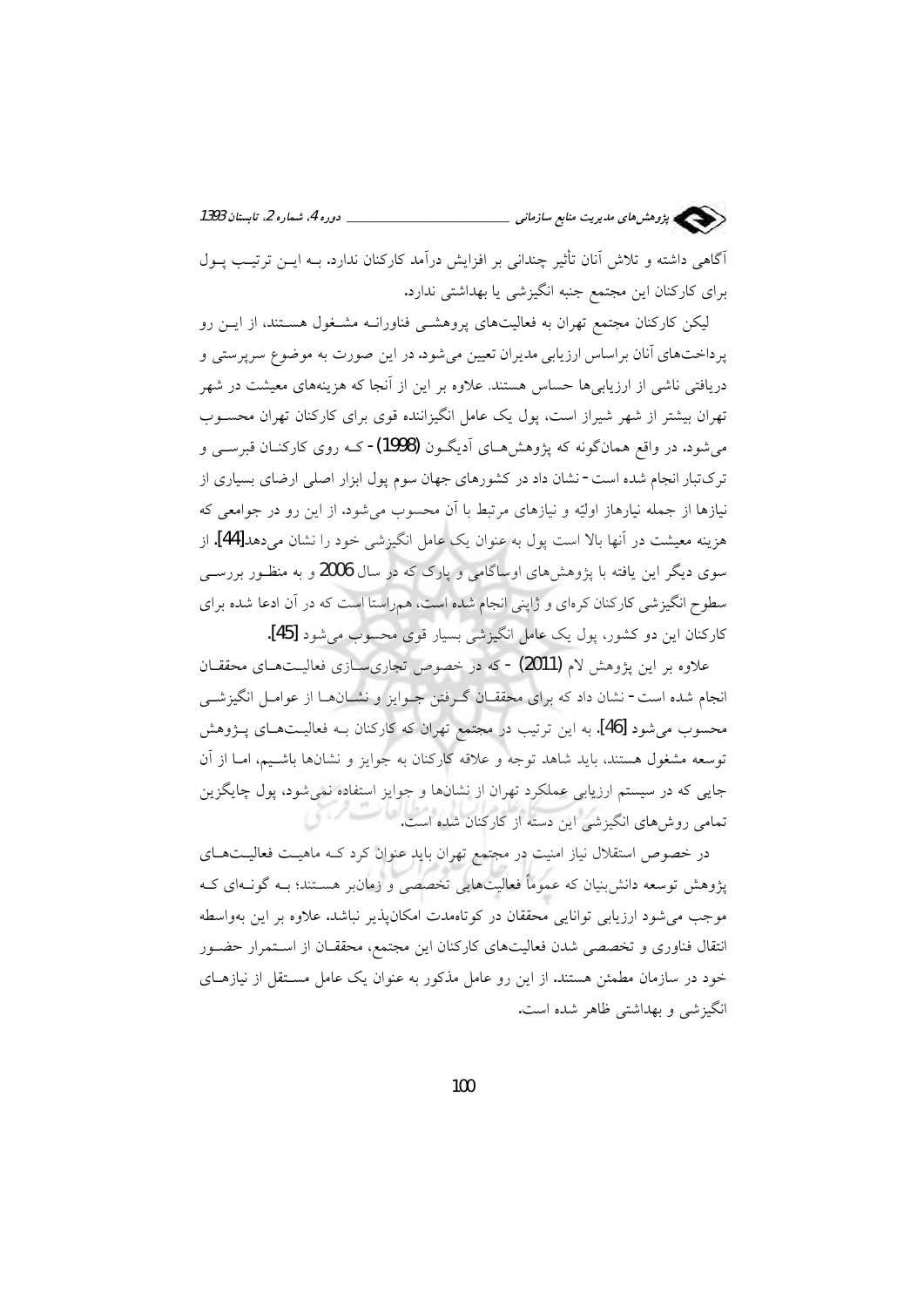آگاهی داشته و تلاش آنان تأثیر چندانی بر افزایش درآمد کارکنان ندارد. بـه ایـن ترتیـب پـول برای کارکنان این مجتمع جنبه انگیزشی یا بهداشتی ندارد.

لیکن کارکنان مجتمع تهران به فعالیت‌های پروهشـی فناورانـه مشـغول هسـتند، از ایـن رو پرداخت‌های آنان براساس ارزیابی مدیران تعیین می‌شود. در این صورت به موضوع سرپرستی و دریافتی ناشی از ارزیابی‌ها حساس هستند. علاوه بر این از آنجا که هزینه‌های معیشت در شهر تهران بیشتر از شهر شیراز است، پول یک عامل انگیزاننده قوی برای کارکنان تهران محسـوب می‌شود. در واقع همان‌گونه که پژوهش‌هـای آدیگـون (1998) - کـه روی کارکنـان قبرسـی و ترک‌تبار انجام شده است - نشان داد در کشورهای جهان سوم پول ابزار اصلی ارضای بسیاری از نیازها از جمله نیارهاز اولیّه و نیازهای مرتبط با آن محسوب می‌شود. از این رو در جوامعی که هزینه معیشت در آنها بالا است پول به عنوان یک عامل انگیزشی خود را نشان می‌دهد[44]. از سوی دیگر این یافته با پژوهش‌های اوساگامی و پارک که در سال 2006 و به منظـور بررسـی سطوح انگیزشی کارکنان کره‌ای و ژاپنی انجام شده است، هم‌راستا است که در آن ادعا شده برای کارکنان این دو کشور، پول یک عامل انگیزشی بسیار قوی محسوب می‌شود [45].

علاوه بر این پژوهش لام (2011) - که در خصوص تجاری‌سـازی فعالیـت‌هـای محققـان انجام شده است - نشان داد که برای محققـان گـرفتن جـوایز و نشـان‌هـا از عوامـل انگیزشـی محسوب می‌شود [46]. به این ترتیب در مجتمع تهران که کارکنان بـه فعالیـت‌هـای پـژوهش توسعه مشغول هستند، باید شاهد توجه و علاقه کارکنان به جوایز و نشان‌ها باشـیم، امـا از آن جایی که در سیستم ارزیابی عملکرد تهران از نشان‌ها و جوایز استفاده نمی‌شود، پول جایگزین تمامی روش‌های انگیزشی این دسته از کارکنان شده است.

در خصوص استقلال نیاز امنیت در مجتمع تهران باید عنوان کرد کـه ماهیـت فعالیـت‌هـای پژوهش توسعه دانش‌بنیان که عموماً فعالیت‌هایی تخصصی و زمان‌بر هسـتند؛ بـه گونـه‌ای کـه موجب می‌شود ارزیابی توانایی محققان در کوتاه‌مدت امکان‌پذیر نباشد. علاوه بر این به‌واسطه انتقال فناوری و تخصصی شدن فعالیت‌های کارکنان این مجتمع، محققـان از اسـتمرار حضـور خود در سازمان مطمئن هستند. از این رو عامل مذکور به عنوان یک عامل مسـتقل از نیازهـای انگیزشی و بهداشتی ظاهر شده است.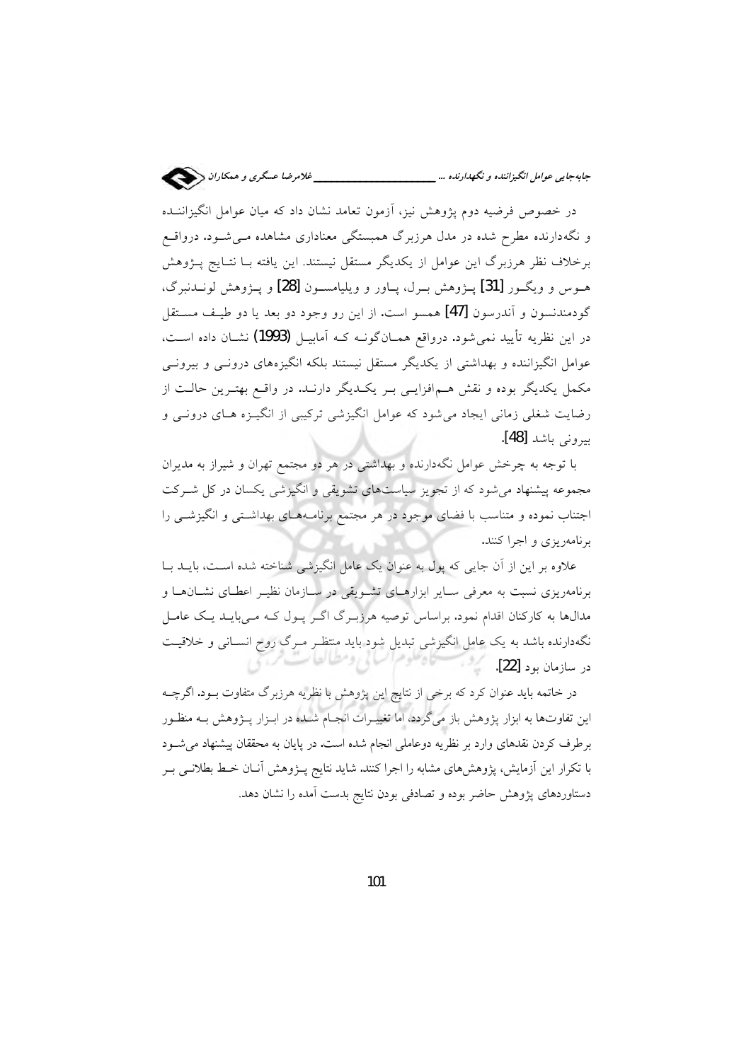در خصوص فرضیه دوم پژوهش نیز، آزمون تعامد نشان داد که میان عوامل انگیزاننده و نگه‌دارنده مطرح شده در مدل هرزبرگ همبستگی معناداری مشاهده می‌شود. درواقع برخلاف نظر هرزبرگ این عوامل از یکدیگر مستقل نیستند. این یافته با نتایج پژوهش هوس و ویگور [31] پژوهش برل، پاور و ویلیامسون [28] و پژوهش لوندنبرگ، گودمندنسون و آندرسون [47] همسو است. از این رو وجود دو بعد یا دو طیف مستقل در این نظریه تأیید نمی‌شود. درواقع همان‌گونه که آمابیل (1993) نشان داده است، عوامل انگیزاننده و بهداشتی از یکدیگر مستقل نیستند بلکه انگیزه‌های درونی و بیرونی مکمل یکدیگر بوده و نقش هم‌افزایی بر یکدیگر دارند. در واقع بهترین حالت از رضایت شغلی زمانی ایجاد می‌شود که عوامل انگیزشی ترکیبی از انگیزه های درونی و بیرونی باشد [48].

با توجه به چرخش عوامل نگه‌دارنده و بهداشتی در هر دو مجتمع تهران و شیراز به مدیران مجموعه پیشنهاد می‌شود که از تجویز سیاست‌های تشویقی و انگیزشی یکسان در کل شرکت اجتناب نموده و متناسب با فضای موجود در هر مجتمع برنامه‌های بهداشتی و انگیزشی را برنامه‌ریزی و اجرا کنند.

علاوه بر این از آن جایی که پول به عنوان یک عامل انگیزشی شناخته شده است، باید با برنامه‌ریزی نسبت به معرفی سایر ابزارهای تشویقی در سازمان نظیر اعطای نشان‌ها و مدال‌ها به کارکنان اقدام نمود. براساس توصیه هرزبرگ اگر پول که می‌باید یک عامل نگه‌دارنده باشد به یک عامل انگیزشی تبدیل شود باید منتظر مرگ روح انسانی و خلاقیت در سازمان بود [22].

در خاتمه باید عنوان کرد که برخی از نتایج این پژوهش با نظریه هرزبرگ متفاوت بود. اگرچه این تفاوت‌ها به ابزار پژوهش باز می‌گردد، اما تغییرات انجام شده در ابزار پژوهش به منظور برطرف کردن نقدهای وارد بر نظریه دوعاملی انجام شده است. در پایان به محققان پیشنهاد می‌شود با تکرار این آزمایش، پژوهش‌های مشابه را اجرا کنند. شاید نتایج پژوهش آنان خط بطلانی بر دستاوردهای پژوهش حاضر بوده و تصادفی بودن نتایج بدست آمده را نشان دهد.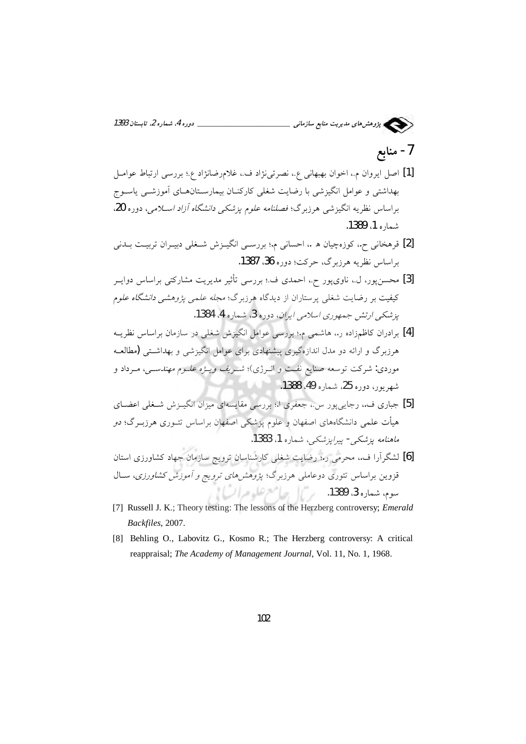## 7- منابع

[1] اصل ایروان م.، اخوان بهبهانی ع.، نصرتی‌نژاد ف.، غلامرضانژاد ع.؛ بررسی ارتباط عوامل بهداشتی و عوامل انگیزشی با رضایت شغلی کارکنان بیمارستان‌های آموزشی یاسوج براساس نظریه انگیزشی هرزبرگ؛ *فصلنامه علوم پزشکی دانشگاه آزاد اسلامی*، دوره 20، شماره 1، 1389.

[2] قرهخانی ح.، کوزه‌چیان هـ .، احسانی م.؛ بررسی انگیزش شغلی دبیران تربیت بدنی براساس نظریه هرزبرگ، حرکت؛ دوره 36، 1387.

[3] محسن‌پور، ل.، ناوی‌پور ح.، احمدی ف.؛ بررسی تأثیر مدیریت مشارکتی براساس دوایر کیفیت بر رضایت شغلی پرستاران از دیدگاه هرزبرگ؛ *مجله علمی پژوهشی دانشگاه علوم پزشکی ارتش جمهوری اسلامی ایران*، دوره 3، شماره 4، 1384.

[4] برادران کاظم‌زاده ر.، هاشمی م.؛ بررسی عوامل انگیزش شغلی در سازمان براساس نظریه هرزبرگ و ارائه دو مدل اندازه‌گیری پیشنهادی برای عوامل انگیزشی و بهداشتی (مطالعه موردی: شرکت توسعه صنایع نفت و انرژی)؛ *شریف ویژه علوم مهندسی*، مرداد و شهریور، دوره 25، شماره 49، 1388.

[5] جباری ف.، رجایی‌پور س.، جعفری ا.؛ بررسی مقایسه‌ای میزان انگیزش شغلی اعضای هیأت علمی دانشگاه‌های اصفهان و علوم پزشکی اصفهان براساس تئوری هرزبرگ؛ دو *ماهنامه پزشکی- پیراپزشکی*، شماره 1، 1383.

[6] لشگرآرا ف.، محرمی ر.؛ رضایت شغلی کارشناسان ترویج سازمان جهاد کشاورزی استان قزوین براساس تئوری دوعاملی هرزبرگ؛ *پژوهش‌های ترویج و آموزش کشاورزی*، سال سوم، شماره 3، 1389.

[7] Russell J. K.; Theory testing: The lessons of the Herzberg controversy; *Emerald Backfiles*, 2007.

[8] Behling O., Labovitz G., Kosmo R.; The Herzberg controversy: A critical reappraisal; *The Academy of Management Journal*, Vol. 11, No. 1, 1968.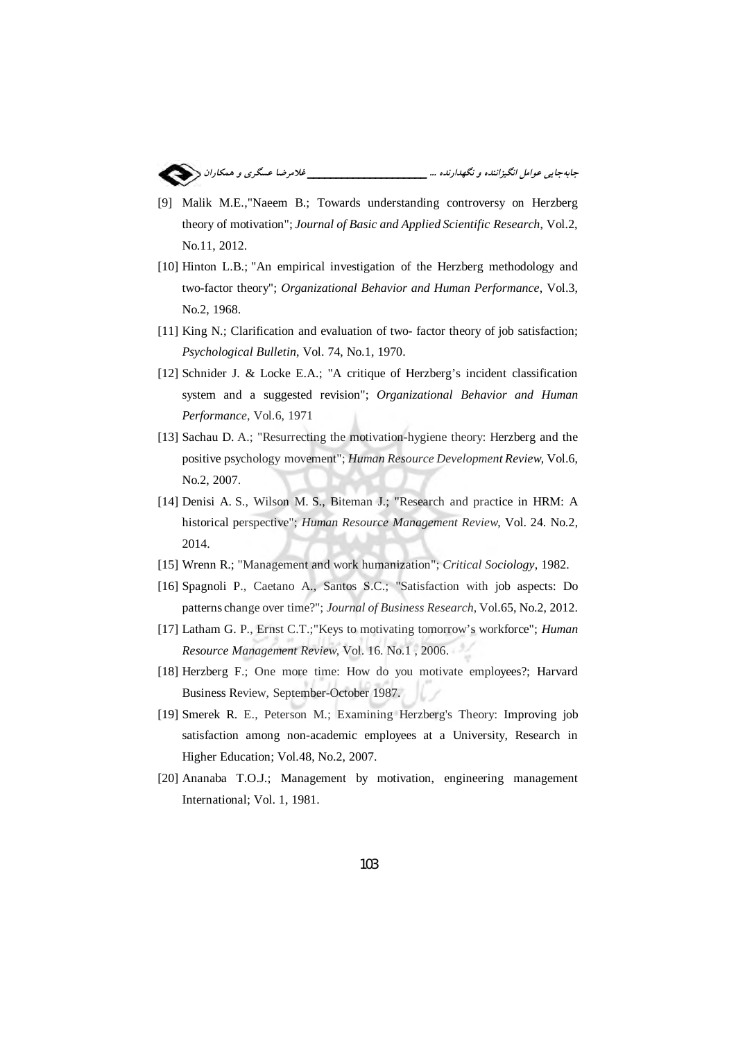[9] Malik M.E.,"Naeem B.; Towards understanding controversy on Herzberg theory of motivation"; *Journal of Basic and Applied Scientific Research*, Vol.2, No.11, 2012.

[10] Hinton L.B.; "An empirical investigation of the Herzberg methodology and two-factor theory"; *Organizational Behavior and Human Performance*, Vol.3, No.2, 1968.

[11] King N.; Clarification and evaluation of two- factor theory of job satisfaction; *Psychological Bulletin*, Vol. 74, No.1, 1970.

[12] Schnider J. & Locke E.A.; "A critique of Herzberg's incident classification system and a suggested revision"; *Organizational Behavior and Human Performance*, Vol.6, 1971

[13] Sachau D. A.; "Resurrecting the motivation-hygiene theory: Herzberg and the positive psychology movement"; *Human Resource Development Review*, Vol.6, No.2, 2007.

[14] Denisi A. S., Wilson M. S., Biteman J.; "Research and practice in HRM: A historical perspective"; *Human Resource Management Review*, Vol. 24. No.2, 2014.

[15] Wrenn R.; "Management and work humanization"; *Critical Sociology*, 1982.

[16] Spagnoli P., Caetano A., Santos S.C.; "Satisfaction with job aspects: Do patterns change over time?"; *Journal of Business Research*, Vol.65, No.2, 2012.

[17] Latham G. P., Ernst C.T.;"Keys to motivating tomorrow's workforce"; *Human Resource Management Review*, Vol. 16. No.1 , 2006.

[18] Herzberg F.; One more time: How do you motivate employees?; Harvard Business Review, September-October 1987.

[19] Smerek R. E., Peterson M.; Examining Herzberg's Theory: Improving job satisfaction among non-academic employees at a University, Research in Higher Education; Vol.48, No.2, 2007.

[20] Ananaba T.O.J.; Management by motivation, engineering management International; Vol. 1, 1981.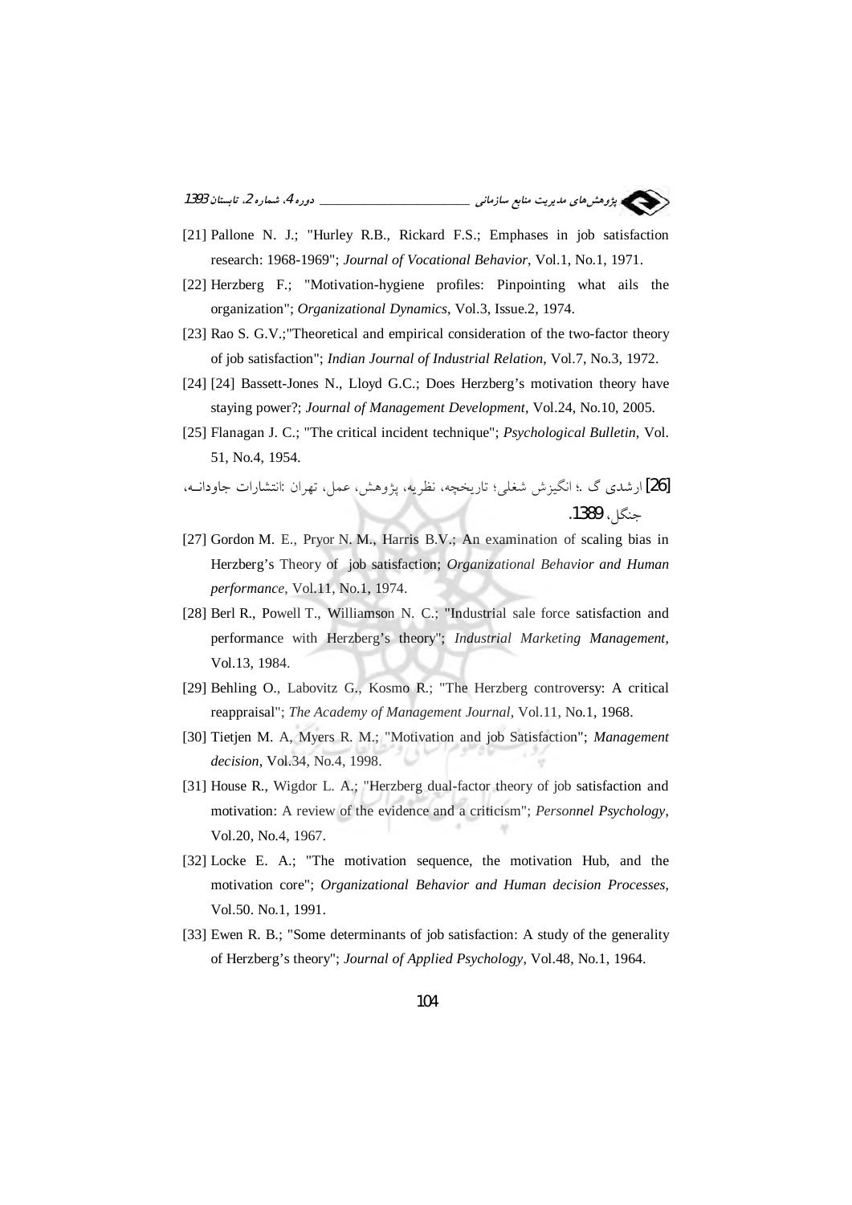[21] Pallone N. J.; "Hurley R.B., Rickard F.S.; Emphases in job satisfaction research: 1968-1969"; *Journal of Vocational Behavior*, Vol.1, No.1, 1971.

[22] Herzberg F.; "Motivation-hygiene profiles: Pinpointing what ails the organization"; *Organizational Dynamics*, Vol.3, Issue.2, 1974.

[23] Rao S. G.V.;"Theoretical and empirical consideration of the two-factor theory of job satisfaction"; *Indian Journal of Industrial Relation*, Vol.7, No.3, 1972.

[24] [24] Bassett-Jones N., Lloyd G.C.; Does Herzberg's motivation theory have staying power?; *Journal of Management Development*, Vol.24, No.10, 2005.

[25] Flanagan J. C.; "The critical incident technique"; *Psychological Bulletin*, Vol. 51, No.4, 1954.

[26] ارشدی گ .؛ انگیزش شغلی؛ تاریخچه، نظریه، پژوهش، عمل، تهران :انتشارات جاودانـه، جنگل، 1389.

[27] Gordon M. E., Pryor N. M., Harris B.V.; An examination of scaling bias in Herzberg's Theory of job satisfaction; *Organizational Behavior and Human performance*, Vol.11, No.1, 1974.

[28] Berl R., Powell T., Williamson N. C.; "Industrial sale force satisfaction and performance with Herzberg's theory"; *Industrial Marketing Management*, Vol.13, 1984.

[29] Behling O., Labovitz G., Kosmo R.; "The Herzberg controversy: A critical reappraisal"; *The Academy of Management Journal*, Vol.11, No.1, 1968.

[30] Tietjen M. A, Myers R. M.; "Motivation and job Satisfaction"; *Management decision*, Vol.34, No.4, 1998.

[31] House R., Wigdor L. A.; "Herzberg dual-factor theory of job satisfaction and motivation: A review of the evidence and a criticism"; *Personnel Psychology*, Vol.20, No.4, 1967.

[32] Locke E. A.; "The motivation sequence, the motivation Hub, and the motivation core"; *Organizational Behavior and Human decision Processes*, Vol.50. No.1, 1991.

[33] Ewen R. B.; "Some determinants of job satisfaction: A study of the generality of Herzberg's theory"; *Journal of Applied Psychology*, Vol.48, No.1, 1964.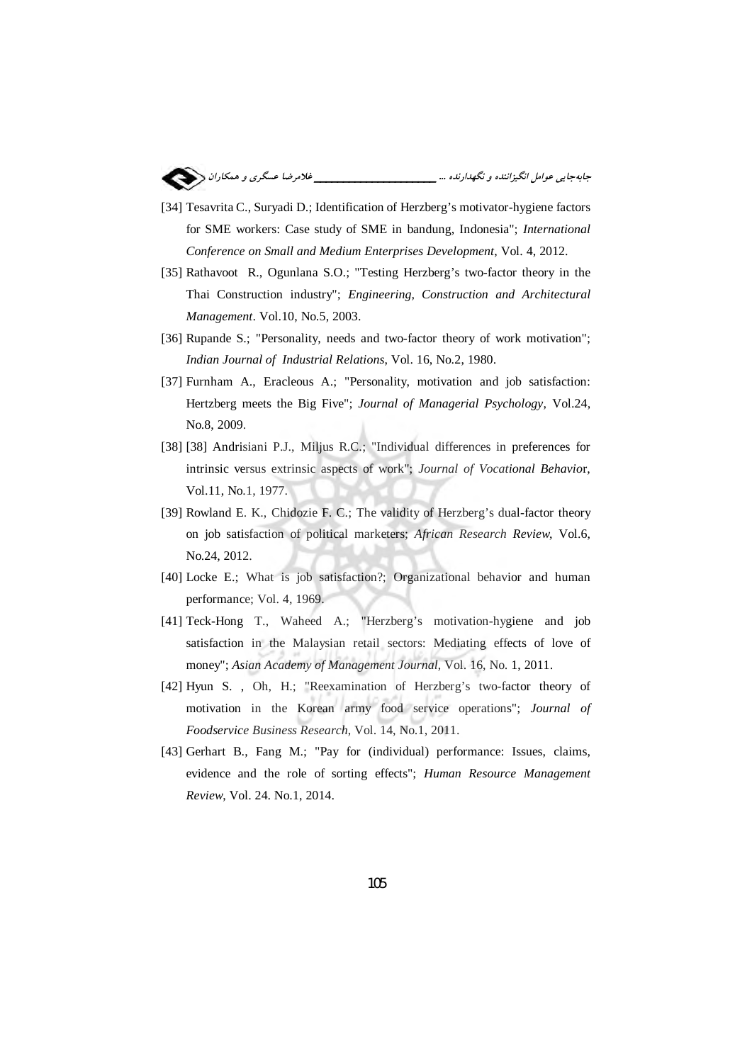[34] Tesavrita C., Suryadi D.; Identification of Herzberg's motivator-hygiene factors for SME workers: Case study of SME in bandung, Indonesia"; *International Conference on Small and Medium Enterprises Development*, Vol. 4, 2012.

[35] Rathavoot R., Ogunlana S.O.; "Testing Herzberg's two-factor theory in the Thai Construction industry"; *Engineering, Construction and Architectural Management*. Vol.10, No.5, 2003.

[36] Rupande S.; "Personality, needs and two-factor theory of work motivation"; *Indian Journal of Industrial Relations*, Vol. 16, No.2, 1980.

[37] Furnham A., Eracleous A.; "Personality, motivation and job satisfaction: Hertzberg meets the Big Five"; *Journal of Managerial Psychology*, Vol.24, No.8, 2009.

[38] [38] Andrisiani P.J., Miljus R.C.; "Individual differences in preferences for intrinsic versus extrinsic aspects of work"; *Journal of Vocational Behavior*, Vol.11, No.1, 1977.

[39] Rowland E. K., Chidozie F. C.; The validity of Herzberg's dual-factor theory on job satisfaction of political marketers; *African Research Review*, Vol.6, No.24, 2012.

[40] Locke E.; What is job satisfaction?; Organizational behavior and human performance; Vol. 4, 1969.

[41] Teck-Hong T., Waheed A.; "Herzberg's motivation-hygiene and job satisfaction in the Malaysian retail sectors: Mediating effects of love of money"; *Asian Academy of Management Journal*, Vol. 16, No. 1, 2011.

[42] Hyun S. , Oh, H.; "Reexamination of Herzberg's two-factor theory of motivation in the Korean army food service operations"; *Journal of Foodservice Business Research*, Vol. 14, No.1, 2011.

[43] Gerhart B., Fang M.; "Pay for (individual) performance: Issues, claims, evidence and the role of sorting effects"; *Human Resource Management Review*, Vol. 24. No.1, 2014.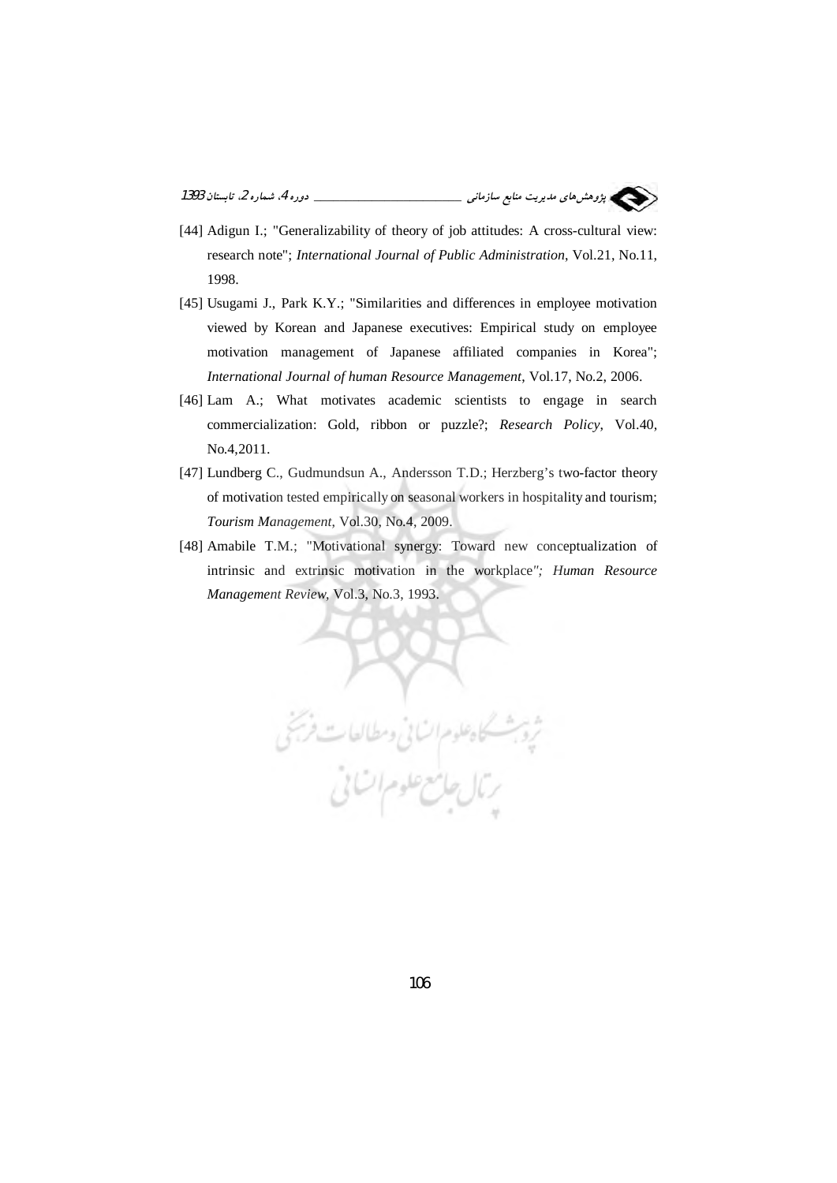[44] Adigun I.; "Generalizability of theory of job attitudes: A cross-cultural view: research note"; *International Journal of Public Administration*, Vol.21, No.11, 1998.

[45] Usugami J., Park K.Y.; "Similarities and differences in employee motivation viewed by Korean and Japanese executives: Empirical study on employee motivation management of Japanese affiliated companies in Korea"; *International Journal of human Resource Management*, Vol.17, No.2, 2006.

[46] Lam A.; What motivates academic scientists to engage in search commercialization: Gold, ribbon or puzzle?; *Research Policy*, Vol.40, No.4,2011.

[47] Lundberg C., Gudmundsun A., Andersson T.D.; Herzberg's two-factor theory of motivation tested empirically on seasonal workers in hospitality and tourism; *Tourism Management*, Vol.30, No.4, 2009.

[48] Amabile T.M.; "Motivational synergy: Toward new conceptualization of intrinsic and extrinsic motivation in the workplace"; *Human Resource Management Review*, Vol.3, No.3, 1993.